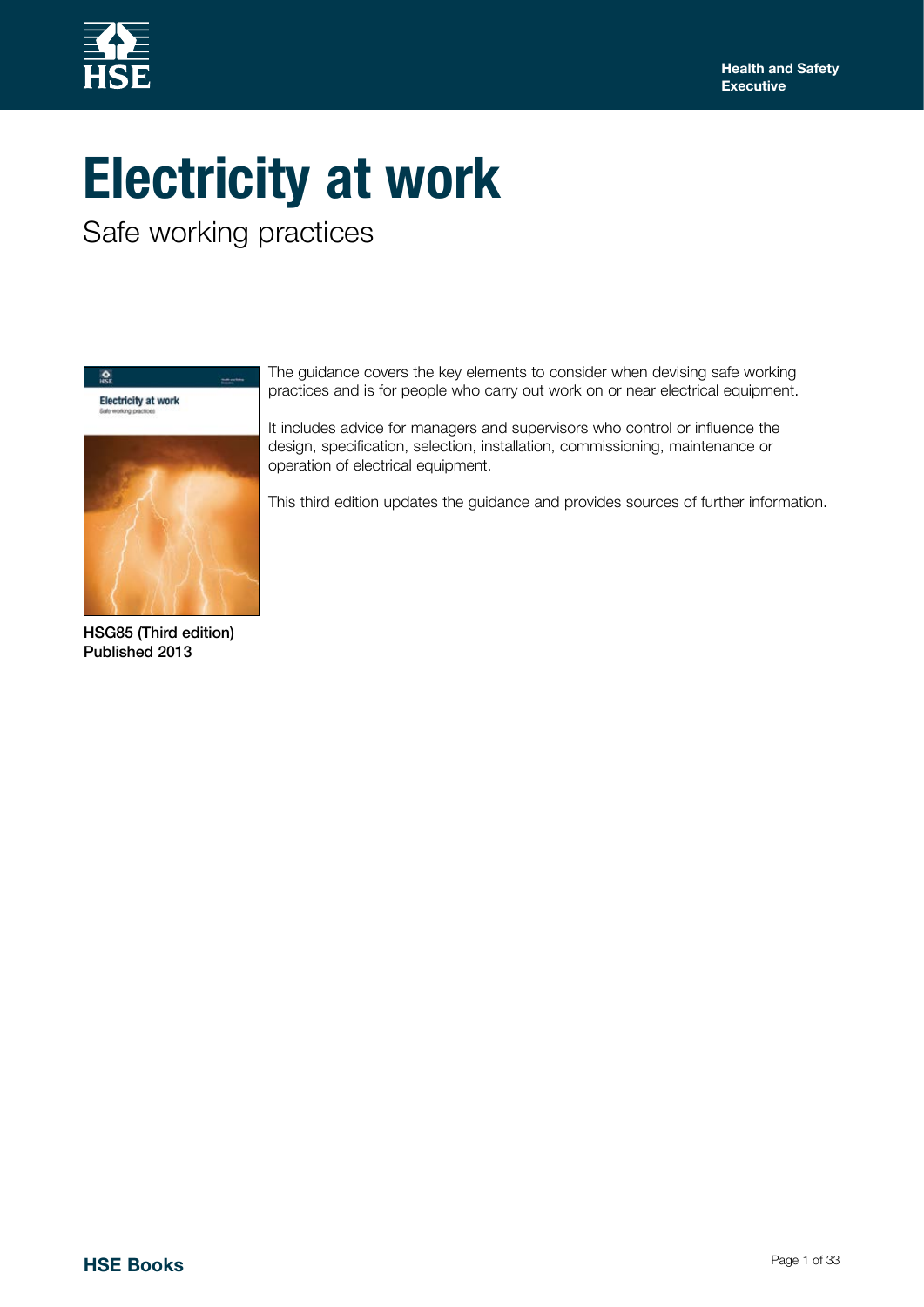Health and Safety Executive

# Electricity at work

## Safe working practices

The guidance covers the key elements to consider when devising safe working practices and is for people who carry out work on or near electrical equipment.

It includes advice for managers and supervisors who control or influence the design, specification, selection, installation, commissioning, maintenance or operation of electrical equipment.

This third edition updates the guidance and provides sources of further information.

**HSG85 (Third edition)**
**Published 2013**

**HSE Books**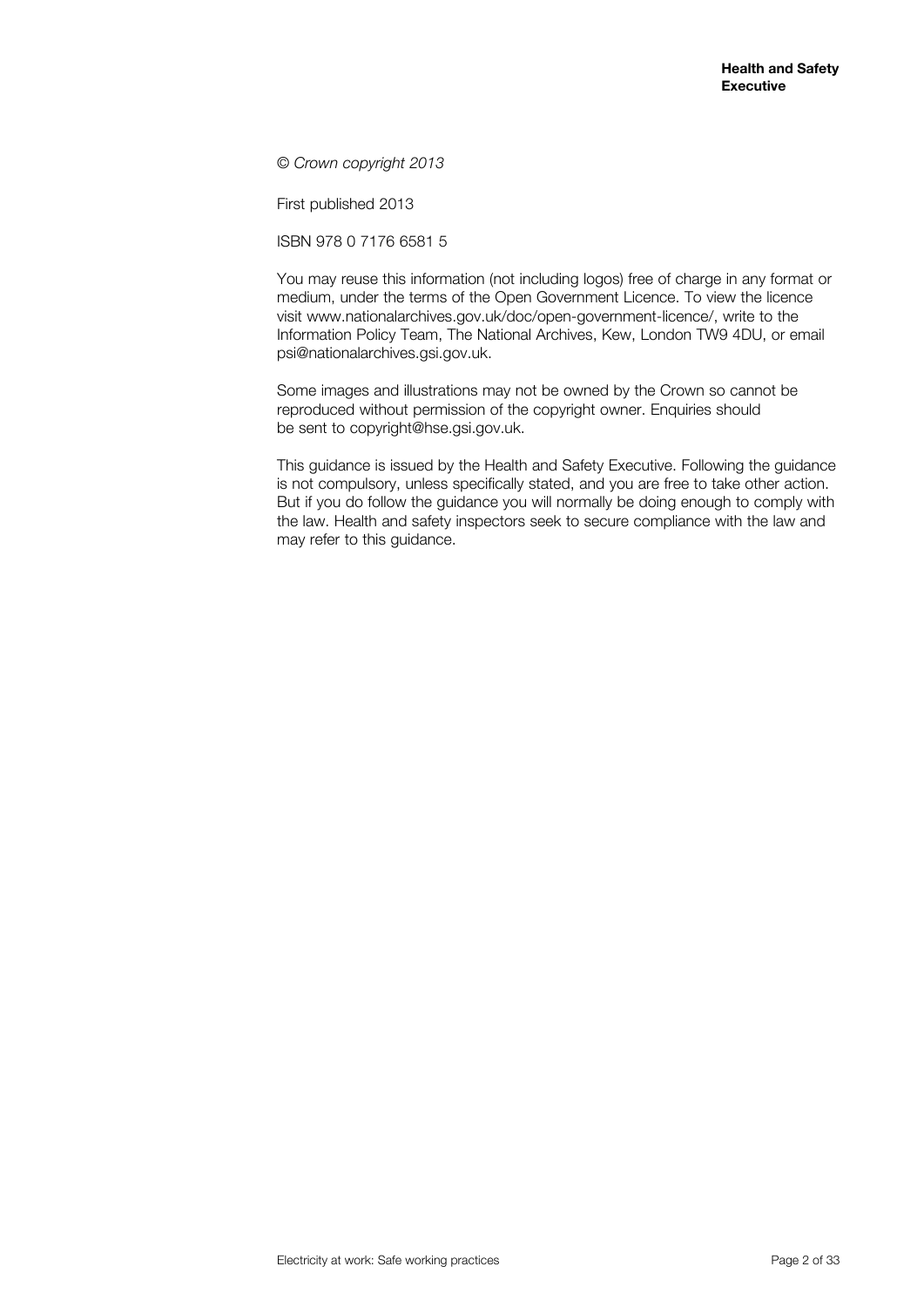*© Crown copyright 2013*

First published 2013

ISBN 978 0 7176 6581 5

You may reuse this information (not including logos) free of charge in any format or medium, under the terms of the Open Government Licence. To view the licence visit www.nationalarchives.gov.uk/doc/open-government-licence/, write to the Information Policy Team, The National Archives, Kew, London TW9 4DU, or email psi@nationalarchives.gsi.gov.uk.

Some images and illustrations may not be owned by the Crown so cannot be reproduced without permission of the copyright owner. Enquiries should be sent to copyright@hse.gsi.gov.uk.

This guidance is issued by the Health and Safety Executive. Following the guidance is not compulsory, unless specifically stated, and you are free to take other action. But if you do follow the guidance you will normally be doing enough to comply with the law. Health and safety inspectors seek to secure compliance with the law and may refer to this guidance.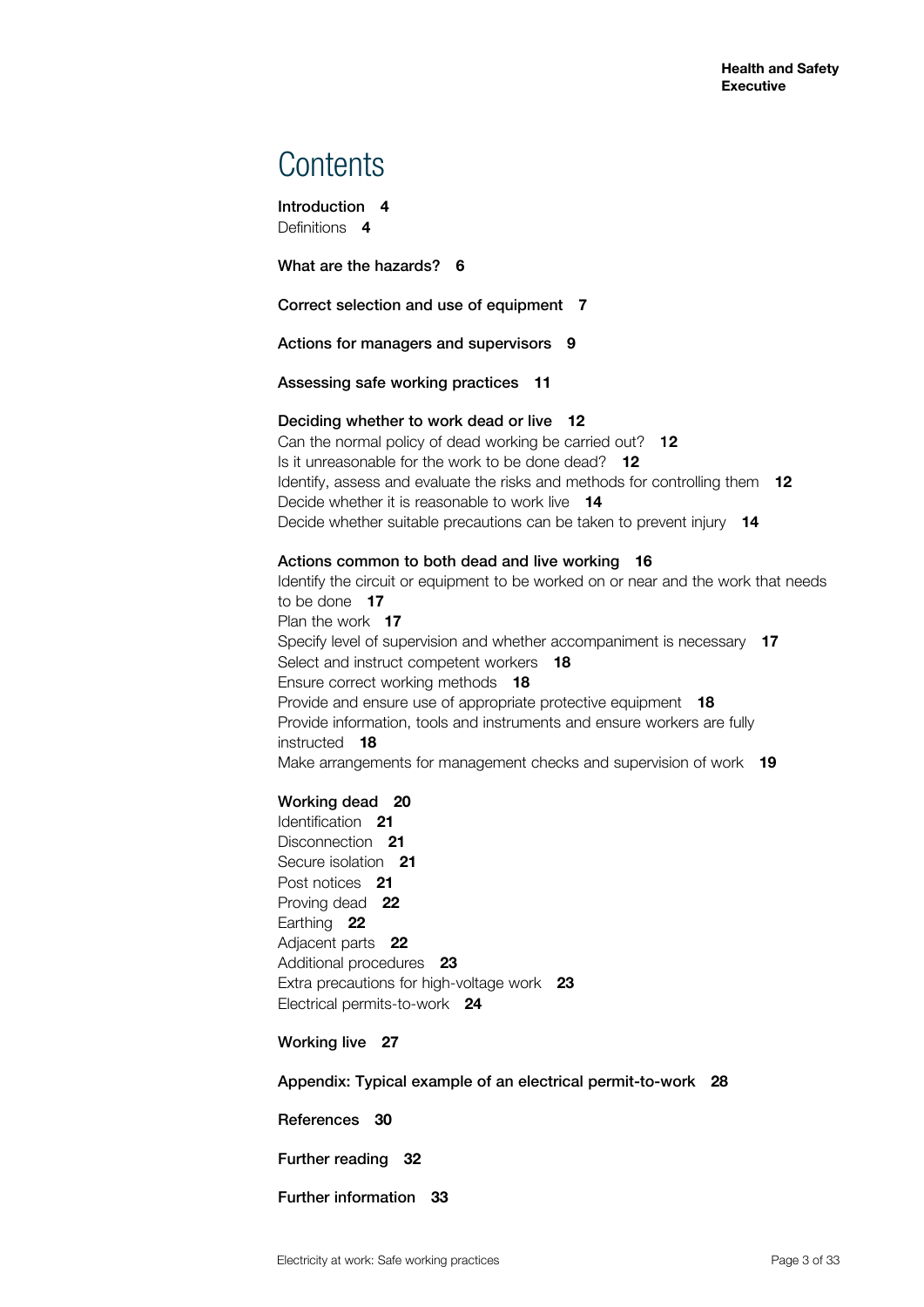# Contents

**Introduction 4**
Definitions **4**

**What are the hazards? 6**

**Correct selection and use of equipment 7**

**Actions for managers and supervisors 9**

**Assessing safe working practices 11**

**Deciding whether to work dead or live 12**
Can the normal policy of dead working be carried out? **12**
Is it unreasonable for the work to be done dead? **12**
Identify, assess and evaluate the risks and methods for controlling them **12**
Decide whether it is reasonable to work live **14**
Decide whether suitable precautions can be taken to prevent injury **14**

**Actions common to both dead and live working 16**
Identify the circuit or equipment to be worked on or near and the work that needs to be done **17**
Plan the work **17**
Specify level of supervision and whether accompaniment is necessary **17**
Select and instruct competent workers **18**
Ensure correct working methods **18**
Provide and ensure use of appropriate protective equipment **18**
Provide information, tools and instruments and ensure workers are fully instructed **18**
Make arrangements for management checks and supervision of work **19**

**Working dead 20**
Identification **21**
Disconnection **21**
Secure isolation **21**
Post notices **21**
Proving dead **22**
Earthing **22**
Adjacent parts **22**
Additional procedures **23**
Extra precautions for high-voltage work **23**
Electrical permits-to-work **24**

**Working live 27**

**Appendix: Typical example of an electrical permit-to-work 28**

**References 30**

**Further reading 32**

**Further information 33**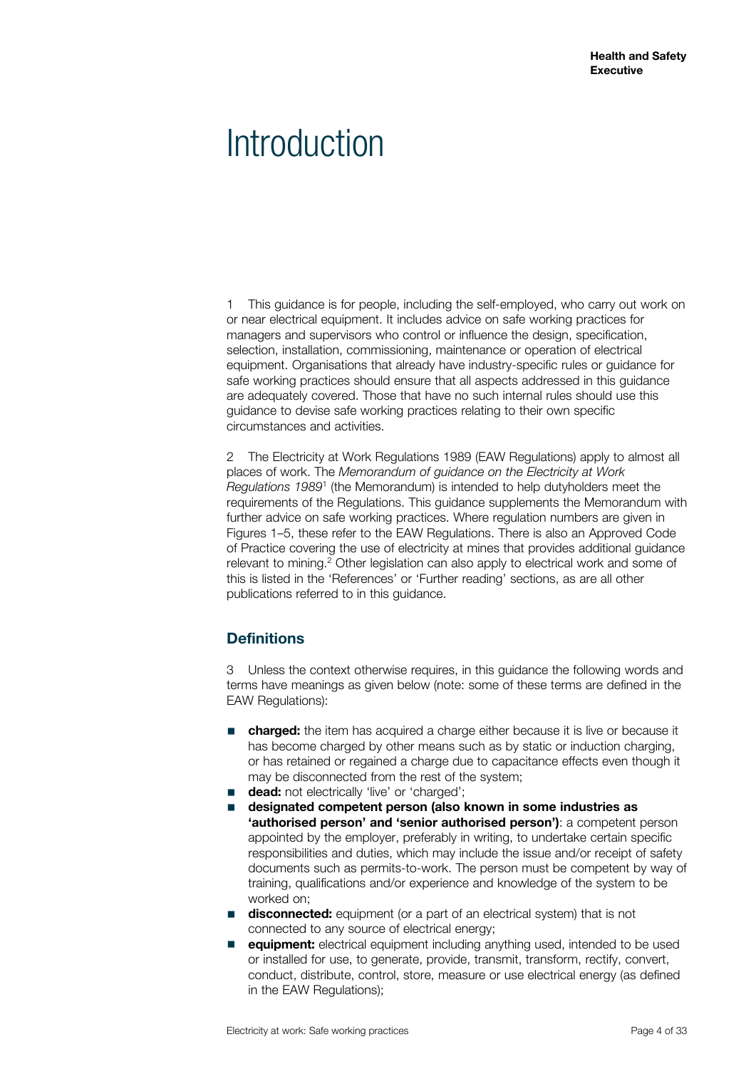# Introduction

1 This guidance is for people, including the self-employed, who carry out work on or near electrical equipment. It includes advice on safe working practices for managers and supervisors who control or influence the design, specification, selection, installation, commissioning, maintenance or operation of electrical equipment. Organisations that already have industry-specific rules or guidance for safe working practices should ensure that all aspects addressed in this guidance are adequately covered. Those that have no such internal rules should use this guidance to devise safe working practices relating to their own specific circumstances and activities.

2 The Electricity at Work Regulations 1989 (EAW Regulations) apply to almost all places of work. The *Memorandum of guidance on the Electricity at Work Regulations 1989*[1] (the Memorandum) is intended to help dutyholders meet the requirements of the Regulations. This guidance supplements the Memorandum with further advice on safe working practices. Where regulation numbers are given in Figures 1–5, these refer to the EAW Regulations. There is also an Approved Code of Practice covering the use of electricity at mines that provides additional guidance relevant to mining.[2] Other legislation can also apply to electrical work and some of this is listed in the 'References' or 'Further reading' sections, as are all other publications referred to in this guidance.

## Definitions

3 Unless the context otherwise requires, in this guidance the following words and terms have meanings as given below (note: some of these terms are defined in the EAW Regulations):

- **charged:** the item has acquired a charge either because it is live or because it has become charged by other means such as by static or induction charging, or has retained or regained a charge due to capacitance effects even though it may be disconnected from the rest of the system;
- **dead:** not electrically 'live' or 'charged';
- **designated competent person (also known in some industries as 'authorised person' and 'senior authorised person')**: a competent person appointed by the employer, preferably in writing, to undertake certain specific responsibilities and duties, which may include the issue and/or receipt of safety documents such as permits-to-work. The person must be competent by way of training, qualifications and/or experience and knowledge of the system to be worked on;
- **disconnected:** equipment (or a part of an electrical system) that is not connected to any source of electrical energy;
- **equipment:** electrical equipment including anything used, intended to be used or installed for use, to generate, provide, transmit, transform, rectify, convert, conduct, distribute, control, store, measure or use electrical energy (as defined in the EAW Regulations);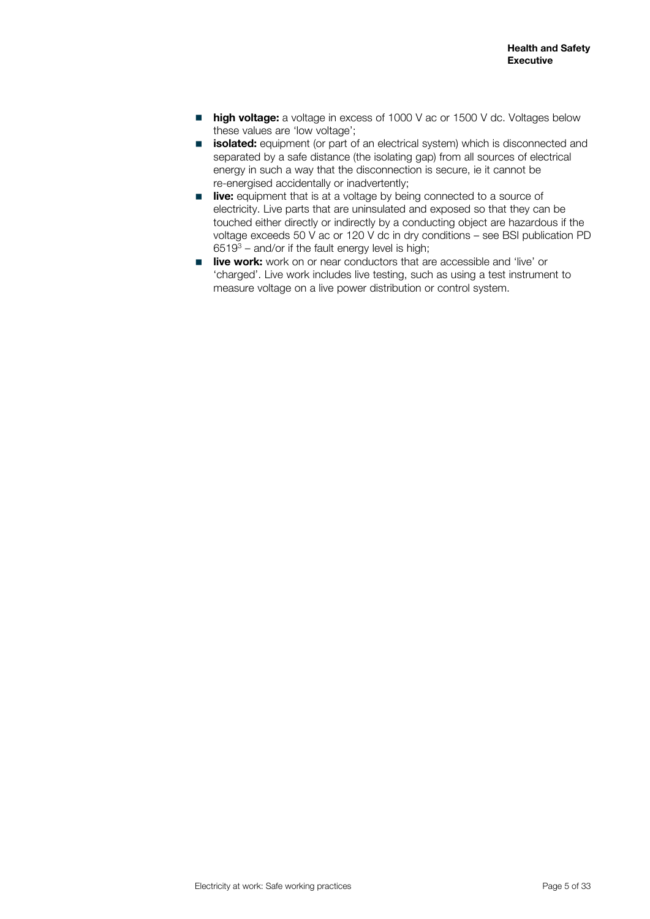- **high voltage:** a voltage in excess of 1000 V ac or 1500 V dc. Voltages below these values are 'low voltage';
- **isolated:** equipment (or part of an electrical system) which is disconnected and separated by a safe distance (the isolating gap) from all sources of electrical energy in such a way that the disconnection is secure, ie it cannot be re-energised accidentally or inadvertently;
- **live:** equipment that is at a voltage by being connected to a source of electricity. Live parts that are uninsulated and exposed so that they can be touched either directly or indirectly by a conducting object are hazardous if the voltage exceeds 50 V ac or 120 V dc in dry conditions – see BSI publication PD 6519[3] – and/or if the fault energy level is high;
- **live work:** work on or near conductors that are accessible and 'live' or 'charged'. Live work includes live testing, such as using a test instrument to measure voltage on a live power distribution or control system.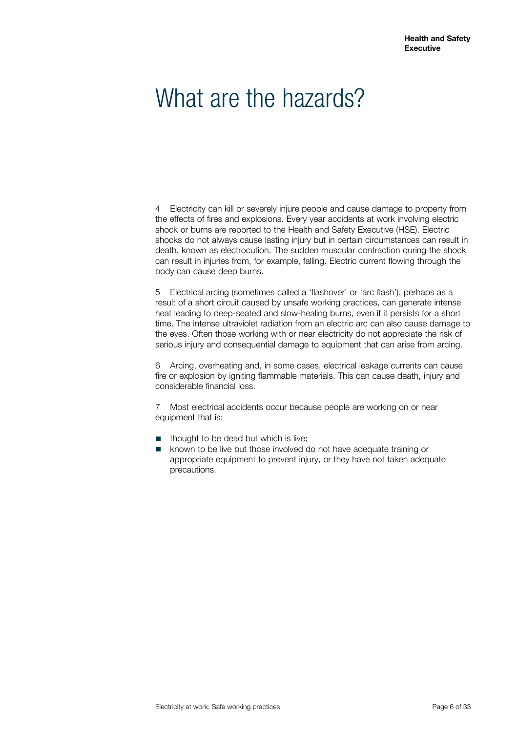# What are the hazards?

4 Electricity can kill or severely injure people and cause damage to property from the effects of fires and explosions. Every year accidents at work involving electric shock or burns are reported to the Health and Safety Executive (HSE). Electric shocks do not always cause lasting injury but in certain circumstances can result in death, known as electrocution. The sudden muscular contraction during the shock can result in injuries from, for example, falling. Electric current flowing through the body can cause deep burns.

5 Electrical arcing (sometimes called a 'flashover' or 'arc flash'), perhaps as a result of a short circuit caused by unsafe working practices, can generate intense heat leading to deep-seated and slow-healing burns, even if it persists for a short time. The intense ultraviolet radiation from an electric arc can also cause damage to the eyes. Often those working with or near electricity do not appreciate the risk of serious injury and consequential damage to equipment that can arise from arcing.

6 Arcing, overheating and, in some cases, electrical leakage currents can cause fire or explosion by igniting flammable materials. This can cause death, injury and considerable financial loss.

7 Most electrical accidents occur because people are working on or near equipment that is:

- thought to be dead but which is live;
- known to be live but those involved do not have adequate training or appropriate equipment to prevent injury, or they have not taken adequate precautions.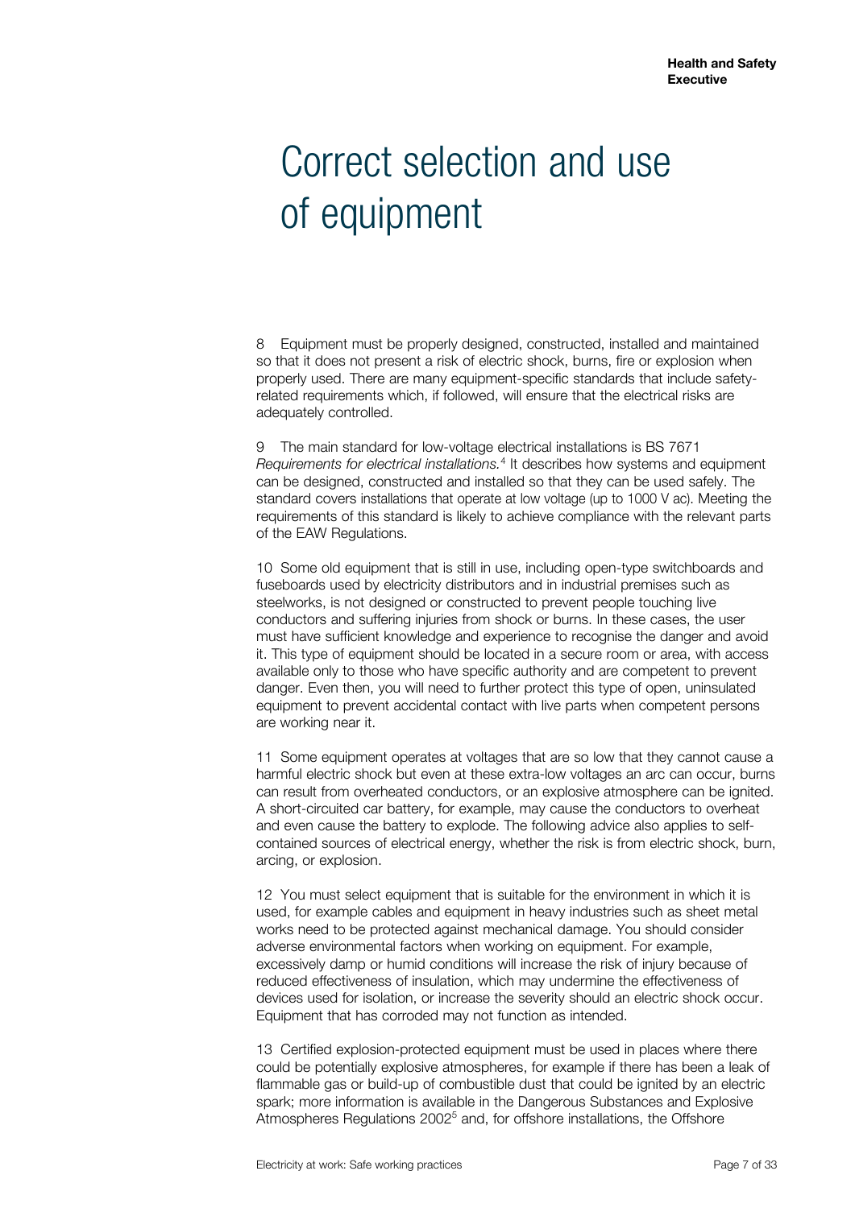# Correct selection and use of equipment

8 Equipment must be properly designed, constructed, installed and maintained so that it does not present a risk of electric shock, burns, fire or explosion when properly used. There are many equipment-specific standards that include safety-related requirements which, if followed, will ensure that the electrical risks are adequately controlled.

9 The main standard for low-voltage electrical installations is BS 7671 *Requirements for electrical installations.*[4] It describes how systems and equipment can be designed, constructed and installed so that they can be used safely. The standard covers installations that operate at low voltage (up to 1000 V ac). Meeting the requirements of this standard is likely to achieve compliance with the relevant parts of the EAW Regulations.

10 Some old equipment that is still in use, including open-type switchboards and fuseboards used by electricity distributors and in industrial premises such as steelworks, is not designed or constructed to prevent people touching live conductors and suffering injuries from shock or burns. In these cases, the user must have sufficient knowledge and experience to recognise the danger and avoid it. This type of equipment should be located in a secure room or area, with access available only to those who have specific authority and are competent to prevent danger. Even then, you will need to further protect this type of open, uninsulated equipment to prevent accidental contact with live parts when competent persons are working near it.

11 Some equipment operates at voltages that are so low that they cannot cause a harmful electric shock but even at these extra-low voltages an arc can occur, burns can result from overheated conductors, or an explosive atmosphere can be ignited. A short-circuited car battery, for example, may cause the conductors to overheat and even cause the battery to explode. The following advice also applies to self-contained sources of electrical energy, whether the risk is from electric shock, burn, arcing, or explosion.

12 You must select equipment that is suitable for the environment in which it is used, for example cables and equipment in heavy industries such as sheet metal works need to be protected against mechanical damage. You should consider adverse environmental factors when working on equipment. For example, excessively damp or humid conditions will increase the risk of injury because of reduced effectiveness of insulation, which may undermine the effectiveness of devices used for isolation, or increase the severity should an electric shock occur. Equipment that has corroded may not function as intended.

13 Certified explosion-protected equipment must be used in places where there could be potentially explosive atmospheres, for example if there has been a leak of flammable gas or build-up of combustible dust that could be ignited by an electric spark; more information is available in the Dangerous Substances and Explosive Atmospheres Regulations 2002[5] and, for offshore installations, the Offshore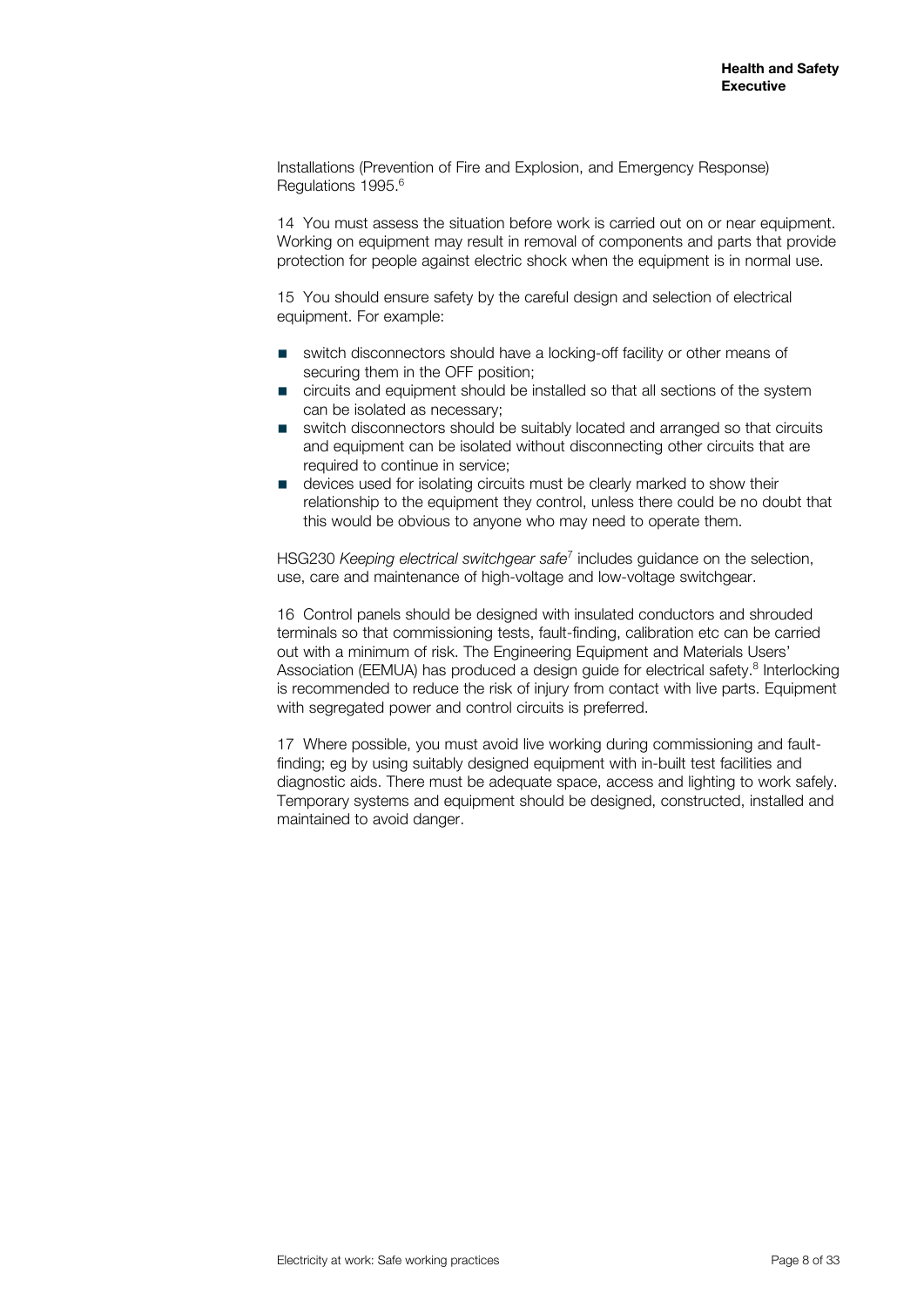Installations (Prevention of Fire and Explosion, and Emergency Response) Regulations 1995.[6]

14 You must assess the situation before work is carried out on or near equipment. Working on equipment may result in removal of components and parts that provide protection for people against electric shock when the equipment is in normal use.

15 You should ensure safety by the careful design and selection of electrical equipment. For example:

- switch disconnectors should have a locking-off facility or other means of securing them in the OFF position;
- circuits and equipment should be installed so that all sections of the system can be isolated as necessary;
- switch disconnectors should be suitably located and arranged so that circuits and equipment can be isolated without disconnecting other circuits that are required to continue in service;
- devices used for isolating circuits must be clearly marked to show their relationship to the equipment they control, unless there could be no doubt that this would be obvious to anyone who may need to operate them.

HSG230 *Keeping electrical switchgear safe*[7] includes guidance on the selection, use, care and maintenance of high-voltage and low-voltage switchgear.

16 Control panels should be designed with insulated conductors and shrouded terminals so that commissioning tests, fault-finding, calibration etc can be carried out with a minimum of risk. The Engineering Equipment and Materials Users' Association (EEMUA) has produced a design guide for electrical safety.[8] Interlocking is recommended to reduce the risk of injury from contact with live parts. Equipment with segregated power and control circuits is preferred.

17 Where possible, you must avoid live working during commissioning and fault-finding; eg by using suitably designed equipment with in-built test facilities and diagnostic aids. There must be adequate space, access and lighting to work safely. Temporary systems and equipment should be designed, constructed, installed and maintained to avoid danger.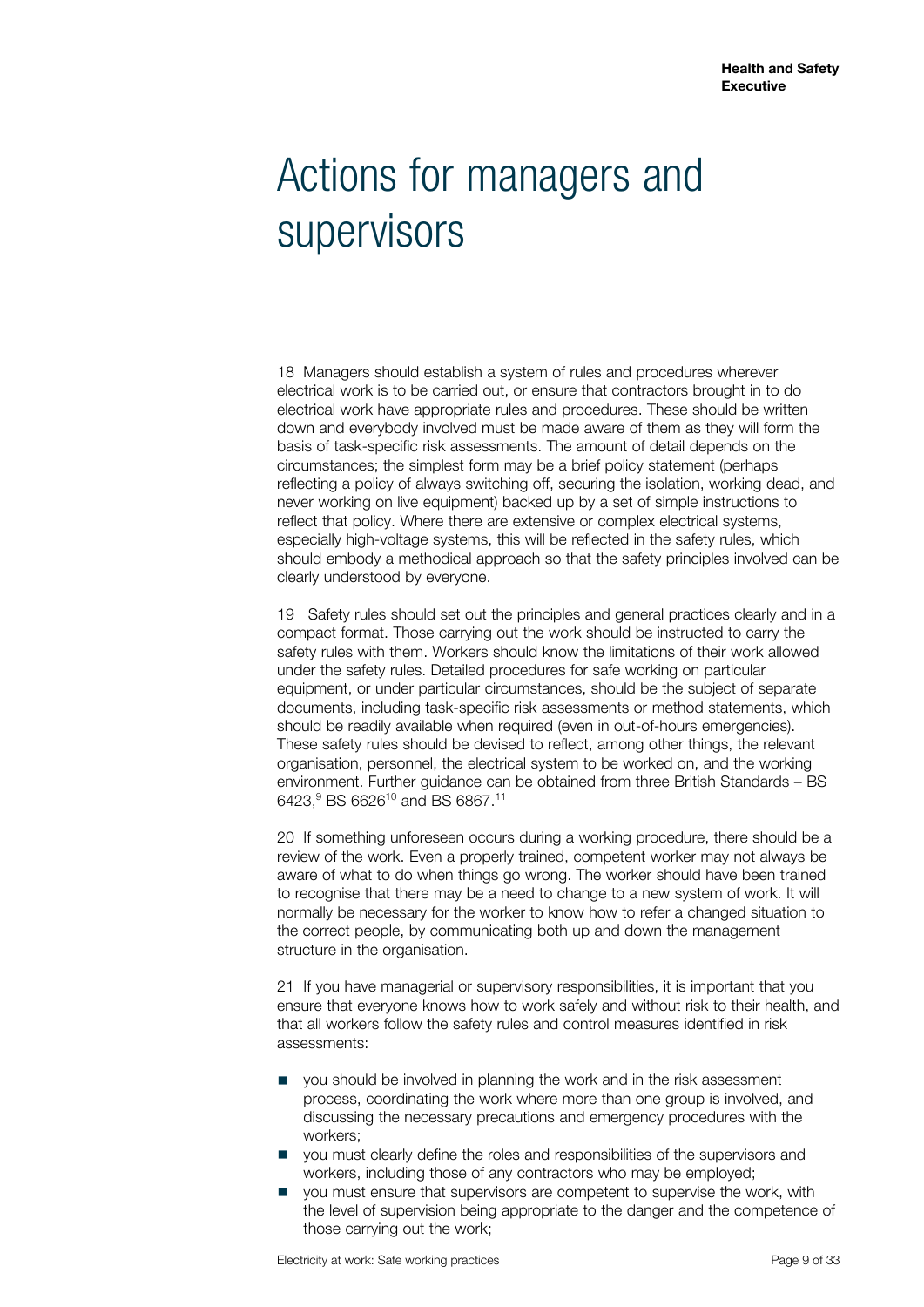# Actions for managers and supervisors

18 Managers should establish a system of rules and procedures wherever electrical work is to be carried out, or ensure that contractors brought in to do electrical work have appropriate rules and procedures. These should be written down and everybody involved must be made aware of them as they will form the basis of task-specific risk assessments. The amount of detail depends on the circumstances; the simplest form may be a brief policy statement (perhaps reflecting a policy of always switching off, securing the isolation, working dead, and never working on live equipment) backed up by a set of simple instructions to reflect that policy. Where there are extensive or complex electrical systems, especially high-voltage systems, this will be reflected in the safety rules, which should embody a methodical approach so that the safety principles involved can be clearly understood by everyone.

19 Safety rules should set out the principles and general practices clearly and in a compact format. Those carrying out the work should be instructed to carry the safety rules with them. Workers should know the limitations of their work allowed under the safety rules. Detailed procedures for safe working on particular equipment, or under particular circumstances, should be the subject of separate documents, including task-specific risk assessments or method statements, which should be readily available when required (even in out-of-hours emergencies). These safety rules should be devised to reflect, among other things, the relevant organisation, personnel, the electrical system to be worked on, and the working environment. Further guidance can be obtained from three British Standards – BS 6423,[9] BS 6626[10] and BS 6867.[11]

20 If something unforeseen occurs during a working procedure, there should be a review of the work. Even a properly trained, competent worker may not always be aware of what to do when things go wrong. The worker should have been trained to recognise that there may be a need to change to a new system of work. It will normally be necessary for the worker to know how to refer a changed situation to the correct people, by communicating both up and down the management structure in the organisation.

21 If you have managerial or supervisory responsibilities, it is important that you ensure that everyone knows how to work safely and without risk to their health, and that all workers follow the safety rules and control measures identified in risk assessments:

- you should be involved in planning the work and in the risk assessment process, coordinating the work where more than one group is involved, and discussing the necessary precautions and emergency procedures with the workers;
- you must clearly define the roles and responsibilities of the supervisors and workers, including those of any contractors who may be employed;
- you must ensure that supervisors are competent to supervise the work, with the level of supervision being appropriate to the danger and the competence of those carrying out the work;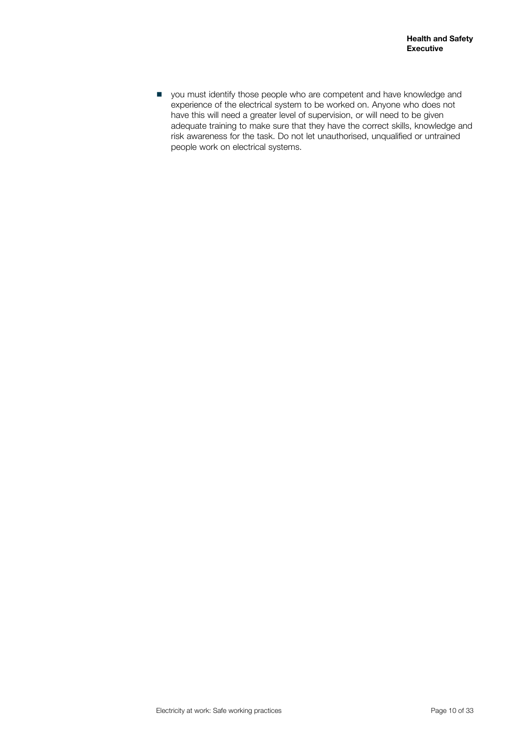- you must identify those people who are competent and have knowledge and experience of the electrical system to be worked on. Anyone who does not have this will need a greater level of supervision, or will need to be given adequate training to make sure that they have the correct skills, knowledge and risk awareness for the task. Do not let unauthorised, unqualified or untrained people work on electrical systems.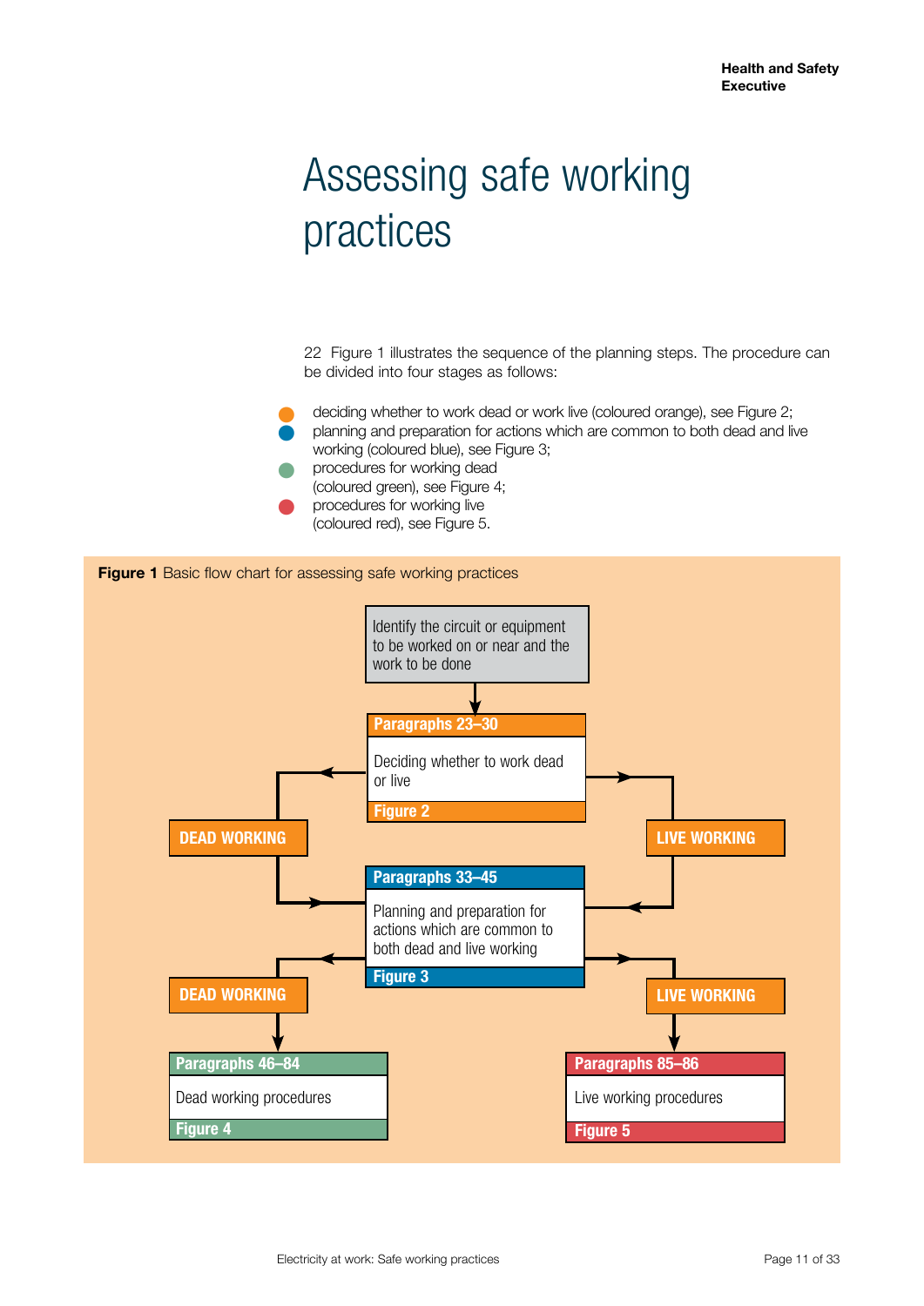# Assessing safe working practices

22 Figure 1 illustrates the sequence of the planning steps. The procedure can be divided into four stages as follows:

- deciding whether to work dead or work live (coloured orange), see Figure 2;
- planning and preparation for actions which are common to both dead and live working (coloured blue), see Figure 3;
- procedures for working dead (coloured green), see Figure 4;
- procedures for working live (coloured red), see Figure 5.

**Figure 1** Basic flow chart for assessing safe working practices

Identify the circuit or equipment to be worked on or near and the work to be done

Paragraphs 23–30
Deciding whether to work dead or live
Figure 2

DEAD WORKING

LIVE WORKING

Paragraphs 33–45
Planning and preparation for actions which are common to both dead and live working
Figure 3

DEAD WORKING

LIVE WORKING

Paragraphs 46–84
Dead working procedures
Figure 4

Paragraphs 85–86
Live working procedures
Figure 5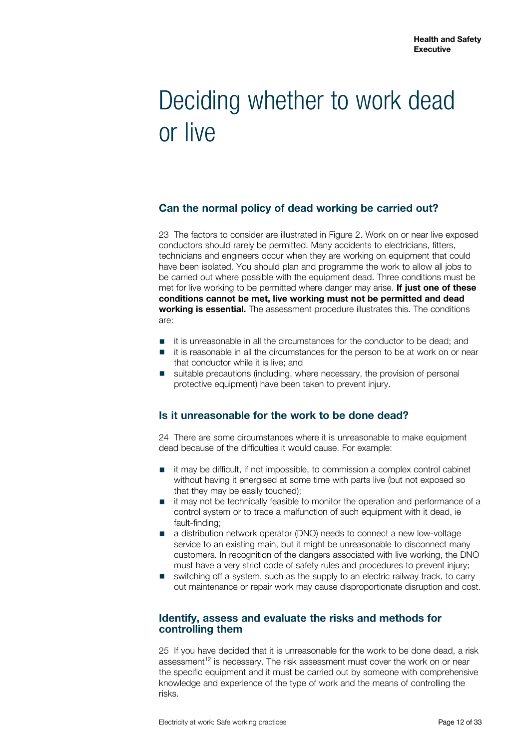# Deciding whether to work dead or live

## Can the normal policy of dead working be carried out?

23 The factors to consider are illustrated in Figure 2. Work on or near live exposed conductors should rarely be permitted. Many accidents to electricians, fitters, technicians and engineers occur when they are working on equipment that could have been isolated. You should plan and programme the work to allow all jobs to be carried out where possible with the equipment dead. Three conditions must be met for live working to be permitted where danger may arise. **If just one of these conditions cannot be met, live working must not be permitted and dead working is essential.** The assessment procedure illustrates this. The conditions are:

- it is unreasonable in all the circumstances for the conductor to be dead; and
- it is reasonable in all the circumstances for the person to be at work on or near that conductor while it is live; and
- suitable precautions (including, where necessary, the provision of personal protective equipment) have been taken to prevent injury.

## Is it unreasonable for the work to be done dead?

24 There are some circumstances where it is unreasonable to make equipment dead because of the difficulties it would cause. For example:

- it may be difficult, if not impossible, to commission a complex control cabinet without having it energised at some time with parts live (but not exposed so that they may be easily touched);
- it may not be technically feasible to monitor the operation and performance of a control system or to trace a malfunction of such equipment with it dead, ie fault-finding;
- a distribution network operator (DNO) needs to connect a new low-voltage service to an existing main, but it might be unreasonable to disconnect many customers. In recognition of the dangers associated with live working, the DNO must have a very strict code of safety rules and procedures to prevent injury;
- switching off a system, such as the supply to an electric railway track, to carry out maintenance or repair work may cause disproportionate disruption and cost.

## Identify, assess and evaluate the risks and methods for controlling them

25 If you have decided that it is unreasonable for the work to be done dead, a risk assessment[12] is necessary. The risk assessment must cover the work on or near the specific equipment and it must be carried out by someone with comprehensive knowledge and experience of the type of work and the means of controlling the risks.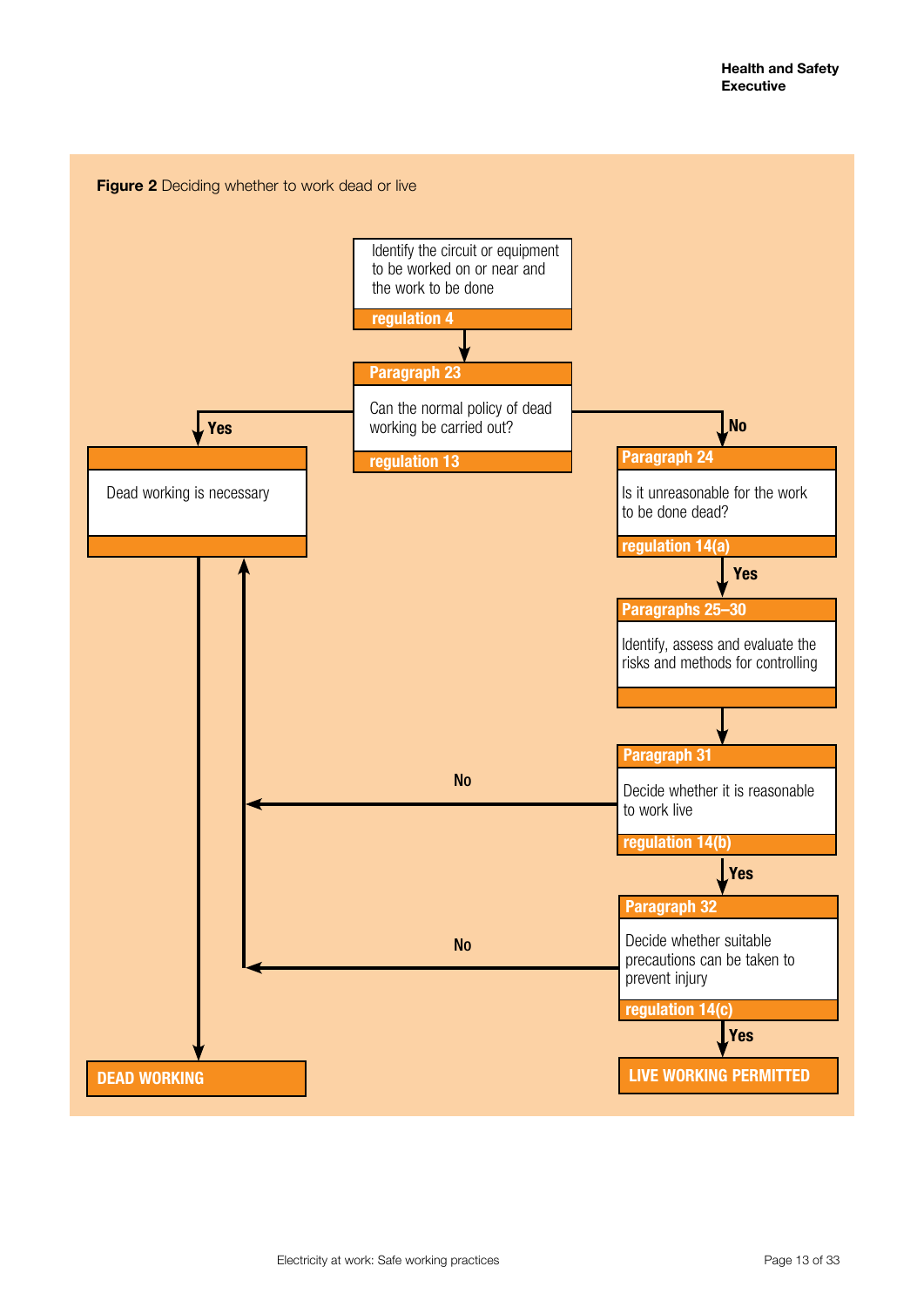**Figure 2** Deciding whether to work dead or live

Identify the circuit or equipment to be worked on or near and the work to be done
**regulation 4**

**Paragraph 23**
Can the normal policy of dead working be carried out?
**regulation 13**

- **Yes** → Dead working is necessary → **DEAD WORKING**
- **No** → **Paragraph 24**: Is it unreasonable for the work to be done dead? **regulation 14(a)**

**Yes** → **Paragraphs 25–30**: Identify, assess and evaluate the risks and methods for controlling

→ **Paragraph 31**: Decide whether it is reasonable to work live **regulation 14(b)**

- **No** → DEAD WORKING
- **Yes** → **Paragraph 32**: Decide whether suitable precautions can be taken to prevent injury **regulation 14(c)**
  - **No** → DEAD WORKING
  - **Yes** → **LIVE WORKING PERMITTED**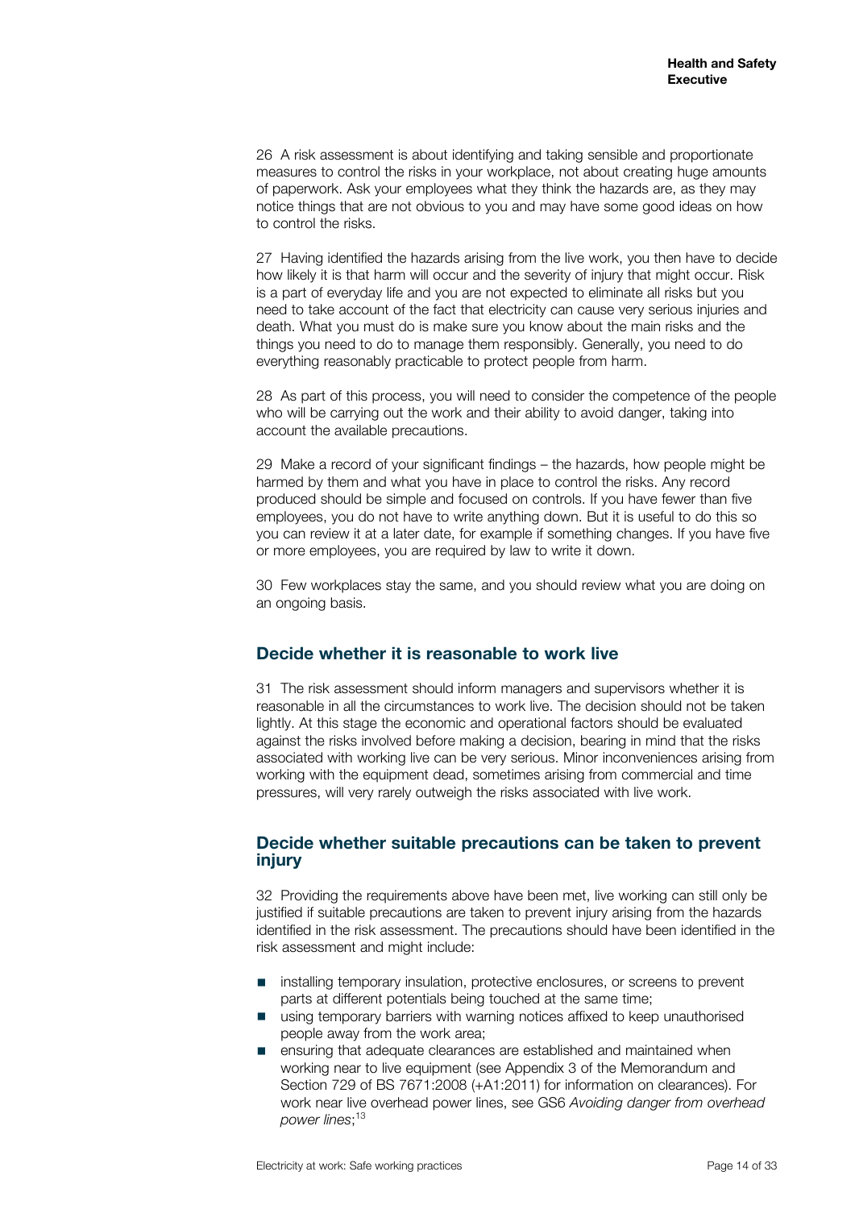26 A risk assessment is about identifying and taking sensible and proportionate measures to control the risks in your workplace, not about creating huge amounts of paperwork. Ask your employees what they think the hazards are, as they may notice things that are not obvious to you and may have some good ideas on how to control the risks.

27 Having identified the hazards arising from the live work, you then have to decide how likely it is that harm will occur and the severity of injury that might occur. Risk is a part of everyday life and you are not expected to eliminate all risks but you need to take account of the fact that electricity can cause very serious injuries and death. What you must do is make sure you know about the main risks and the things you need to do to manage them responsibly. Generally, you need to do everything reasonably practicable to protect people from harm.

28 As part of this process, you will need to consider the competence of the people who will be carrying out the work and their ability to avoid danger, taking into account the available precautions.

29 Make a record of your significant findings – the hazards, how people might be harmed by them and what you have in place to control the risks. Any record produced should be simple and focused on controls. If you have fewer than five employees, you do not have to write anything down. But it is useful to do this so you can review it at a later date, for example if something changes. If you have five or more employees, you are required by law to write it down.

30 Few workplaces stay the same, and you should review what you are doing on an ongoing basis.

## Decide whether it is reasonable to work live

31 The risk assessment should inform managers and supervisors whether it is reasonable in all the circumstances to work live. The decision should not be taken lightly. At this stage the economic and operational factors should be evaluated against the risks involved before making a decision, bearing in mind that the risks associated with working live can be very serious. Minor inconveniences arising from working with the equipment dead, sometimes arising from commercial and time pressures, will very rarely outweigh the risks associated with live work.

## Decide whether suitable precautions can be taken to prevent injury

32 Providing the requirements above have been met, live working can still only be justified if suitable precautions are taken to prevent injury arising from the hazards identified in the risk assessment. The precautions should have been identified in the risk assessment and might include:

- installing temporary insulation, protective enclosures, or screens to prevent parts at different potentials being touched at the same time;
- using temporary barriers with warning notices affixed to keep unauthorised people away from the work area;
- ensuring that adequate clearances are established and maintained when working near to live equipment (see Appendix 3 of the Memorandum and Section 729 of BS 7671:2008 (+A1:2011) for information on clearances). For work near live overhead power lines, see GS6 *Avoiding danger from overhead power lines*;[13]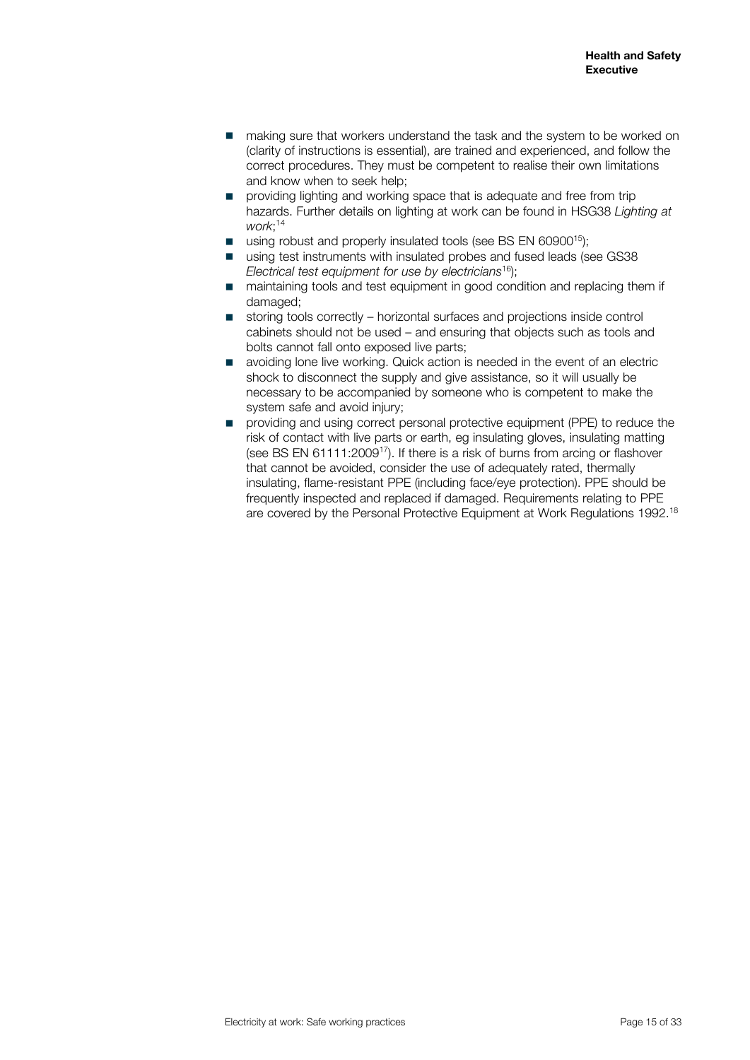- making sure that workers understand the task and the system to be worked on (clarity of instructions is essential), are trained and experienced, and follow the correct procedures. They must be competent to realise their own limitations and know when to seek help;
- providing lighting and working space that is adequate and free from trip hazards. Further details on lighting at work can be found in HSG38 *Lighting at work*;[14]
- using robust and properly insulated tools (see BS EN 60900[15]);
- using test instruments with insulated probes and fused leads (see GS38 *Electrical test equipment for use by electricians*[16]);
- maintaining tools and test equipment in good condition and replacing them if damaged;
- storing tools correctly – horizontal surfaces and projections inside control cabinets should not be used – and ensuring that objects such as tools and bolts cannot fall onto exposed live parts;
- avoiding lone live working. Quick action is needed in the event of an electric shock to disconnect the supply and give assistance, so it will usually be necessary to be accompanied by someone who is competent to make the system safe and avoid injury;
- providing and using correct personal protective equipment (PPE) to reduce the risk of contact with live parts or earth, eg insulating gloves, insulating matting (see BS EN 61111:2009[17]). If there is a risk of burns from arcing or flashover that cannot be avoided, consider the use of adequately rated, thermally insulating, flame-resistant PPE (including face/eye protection). PPE should be frequently inspected and replaced if damaged. Requirements relating to PPE are covered by the Personal Protective Equipment at Work Regulations 1992.[18]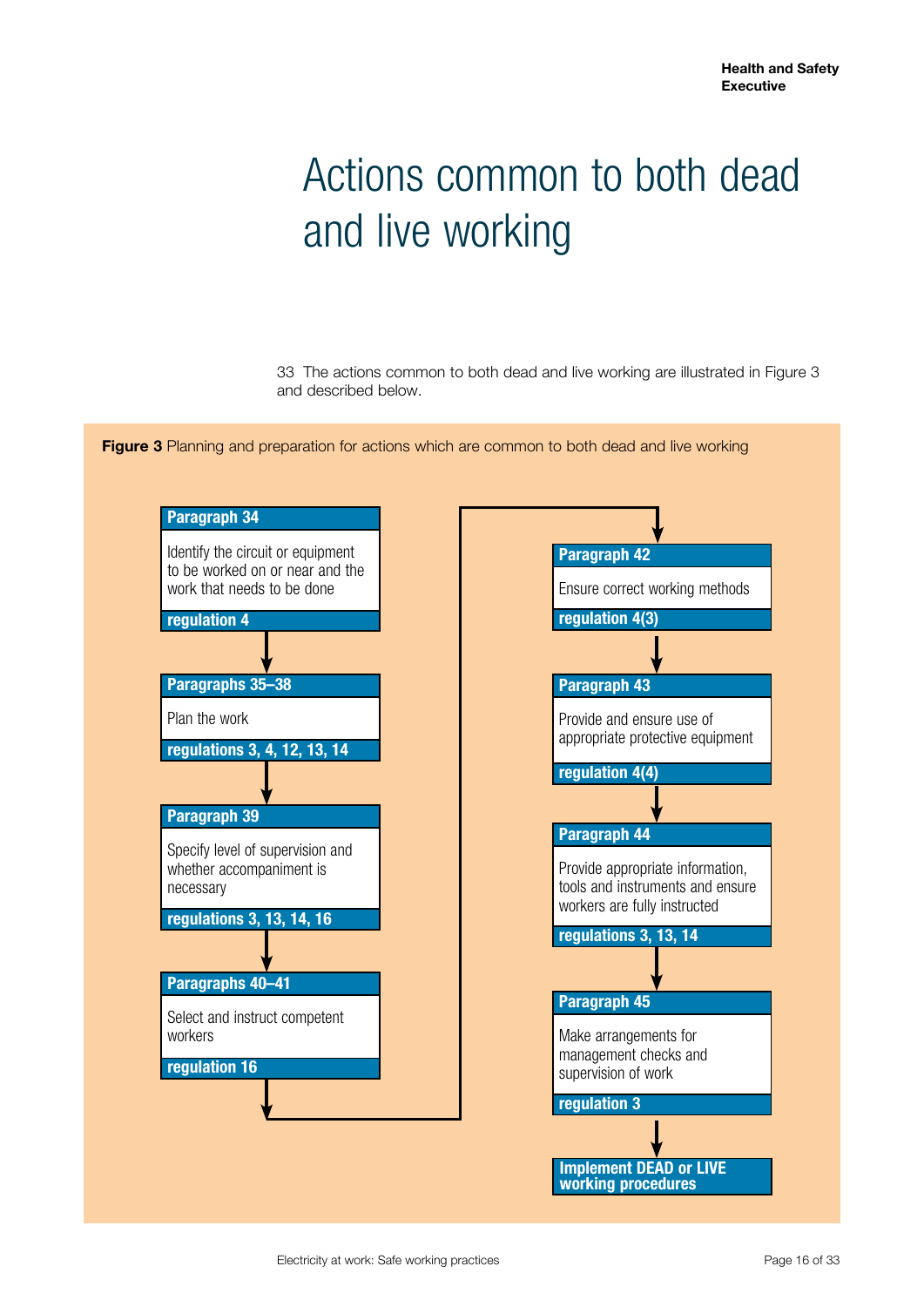# Actions common to both dead and live working

33 The actions common to both dead and live working are illustrated in Figure 3 and described below.

**Figure 3** Planning and preparation for actions which are common to both dead and live working

| Paragraph | Action | Regulation |
|---|---|---|
| Paragraph 34 | Identify the circuit or equipment to be worked on or near and the work that needs to be done | regulation 4 |
| Paragraphs 35–38 | Plan the work | regulations 3, 4, 12, 13, 14 |
| Paragraph 39 | Specify level of supervision and whether accompaniment is necessary | regulations 3, 13, 14, 16 |
| Paragraphs 40–41 | Select and instruct competent workers | regulation 16 |
| Paragraph 42 | Ensure correct working methods | regulation 4(3) |
| Paragraph 43 | Provide and ensure use of appropriate protective equipment | regulation 4(4) |
| Paragraph 44 | Provide appropriate information, tools and instruments and ensure workers are fully instructed | regulations 3, 13, 14 |
| Paragraph 45 | Make arrangements for management checks and supervision of work | regulation 3 |

→ **Implement DEAD or LIVE working procedures**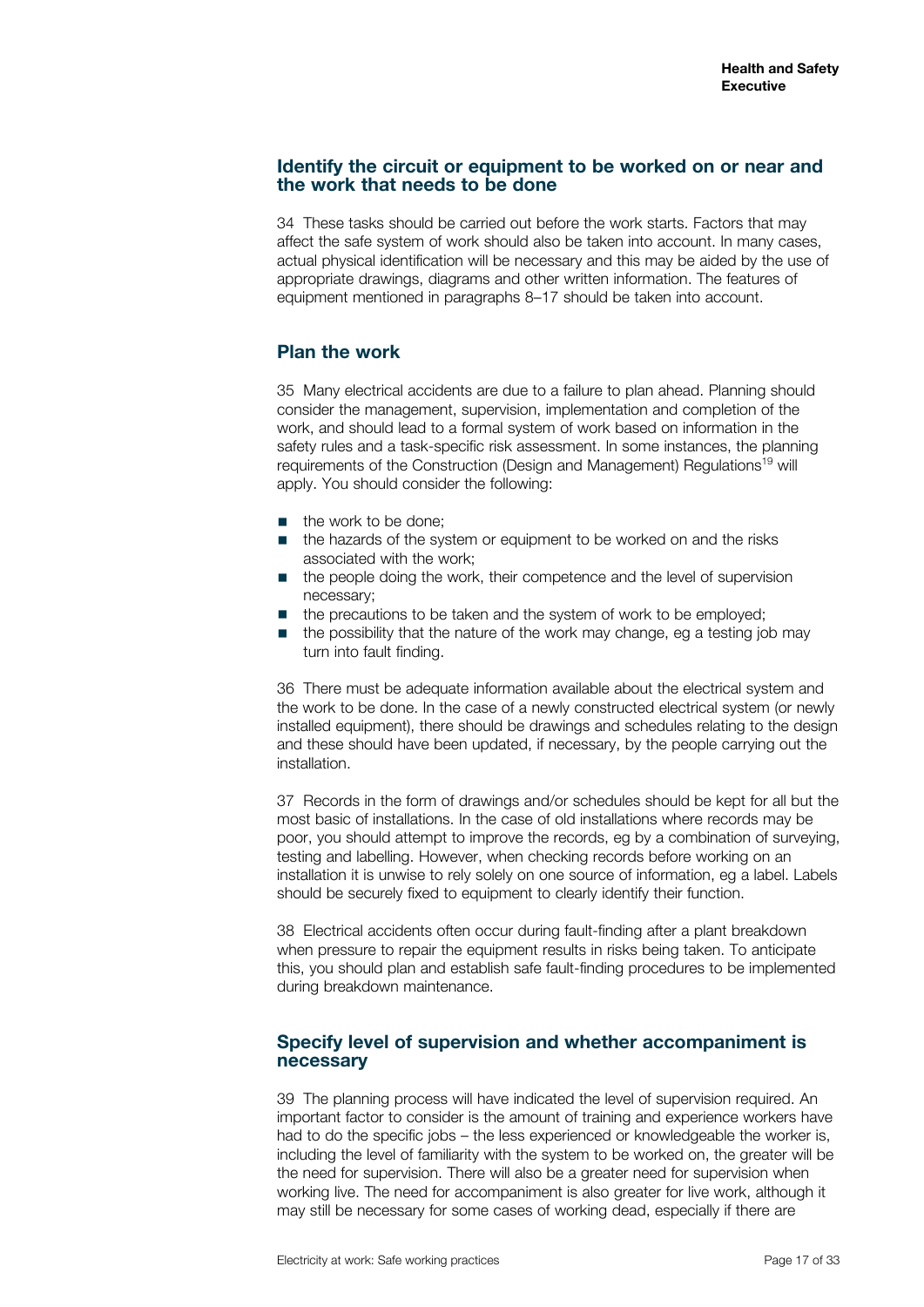## Identify the circuit or equipment to be worked on or near and the work that needs to be done

34 These tasks should be carried out before the work starts. Factors that may affect the safe system of work should also be taken into account. In many cases, actual physical identification will be necessary and this may be aided by the use of appropriate drawings, diagrams and other written information. The features of equipment mentioned in paragraphs 8–17 should be taken into account.

## Plan the work

35 Many electrical accidents are due to a failure to plan ahead. Planning should consider the management, supervision, implementation and completion of the work, and should lead to a formal system of work based on information in the safety rules and a task-specific risk assessment. In some instances, the planning requirements of the Construction (Design and Management) Regulations[19] will apply. You should consider the following:

- the work to be done;
- the hazards of the system or equipment to be worked on and the risks associated with the work;
- the people doing the work, their competence and the level of supervision necessary;
- the precautions to be taken and the system of work to be employed;
- the possibility that the nature of the work may change, eg a testing job may turn into fault finding.

36 There must be adequate information available about the electrical system and the work to be done. In the case of a newly constructed electrical system (or newly installed equipment), there should be drawings and schedules relating to the design and these should have been updated, if necessary, by the people carrying out the installation.

37 Records in the form of drawings and/or schedules should be kept for all but the most basic of installations. In the case of old installations where records may be poor, you should attempt to improve the records, eg by a combination of surveying, testing and labelling. However, when checking records before working on an installation it is unwise to rely solely on one source of information, eg a label. Labels should be securely fixed to equipment to clearly identify their function.

38 Electrical accidents often occur during fault-finding after a plant breakdown when pressure to repair the equipment results in risks being taken. To anticipate this, you should plan and establish safe fault-finding procedures to be implemented during breakdown maintenance.

## Specify level of supervision and whether accompaniment is necessary

39 The planning process will have indicated the level of supervision required. An important factor to consider is the amount of training and experience workers have had to do the specific jobs – the less experienced or knowledgeable the worker is, including the level of familiarity with the system to be worked on, the greater will be the need for supervision. There will also be a greater need for supervision when working live. The need for accompaniment is also greater for live work, although it may still be necessary for some cases of working dead, especially if there are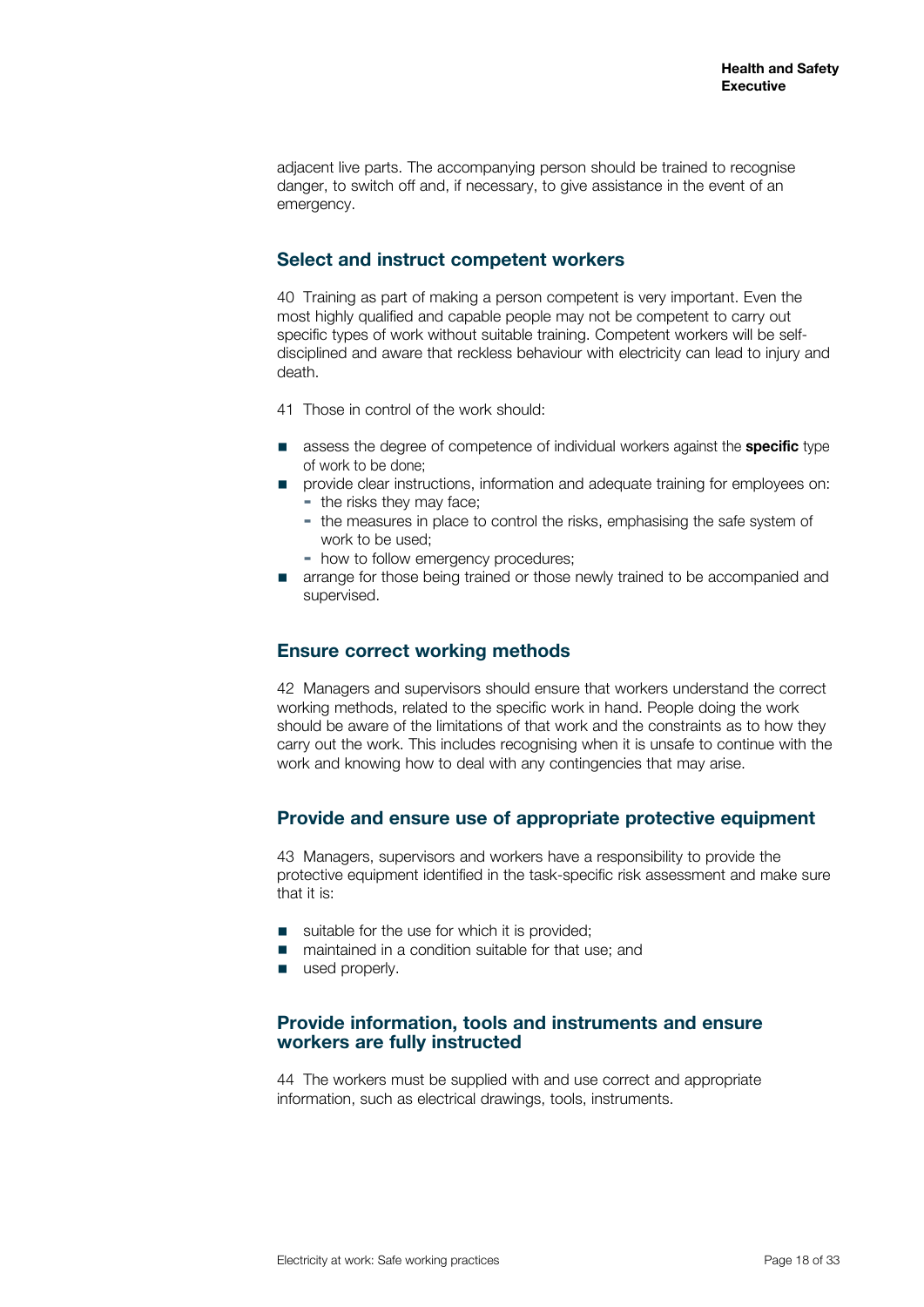adjacent live parts. The accompanying person should be trained to recognise danger, to switch off and, if necessary, to give assistance in the event of an emergency.

## Select and instruct competent workers

40 Training as part of making a person competent is very important. Even the most highly qualified and capable people may not be competent to carry out specific types of work without suitable training. Competent workers will be self-disciplined and aware that reckless behaviour with electricity can lead to injury and death.

41 Those in control of the work should:

- assess the degree of competence of individual workers against the **specific** type of work to be done;
- provide clear instructions, information and adequate training for employees on:
  - the risks they may face;
  - the measures in place to control the risks, emphasising the safe system of work to be used;
  - how to follow emergency procedures;
- arrange for those being trained or those newly trained to be accompanied and supervised.

## Ensure correct working methods

42 Managers and supervisors should ensure that workers understand the correct working methods, related to the specific work in hand. People doing the work should be aware of the limitations of that work and the constraints as to how they carry out the work. This includes recognising when it is unsafe to continue with the work and knowing how to deal with any contingencies that may arise.

## Provide and ensure use of appropriate protective equipment

43 Managers, supervisors and workers have a responsibility to provide the protective equipment identified in the task-specific risk assessment and make sure that it is:

- suitable for the use for which it is provided;
- maintained in a condition suitable for that use; and
- used properly.

## Provide information, tools and instruments and ensure workers are fully instructed

44 The workers must be supplied with and use correct and appropriate information, such as electrical drawings, tools, instruments.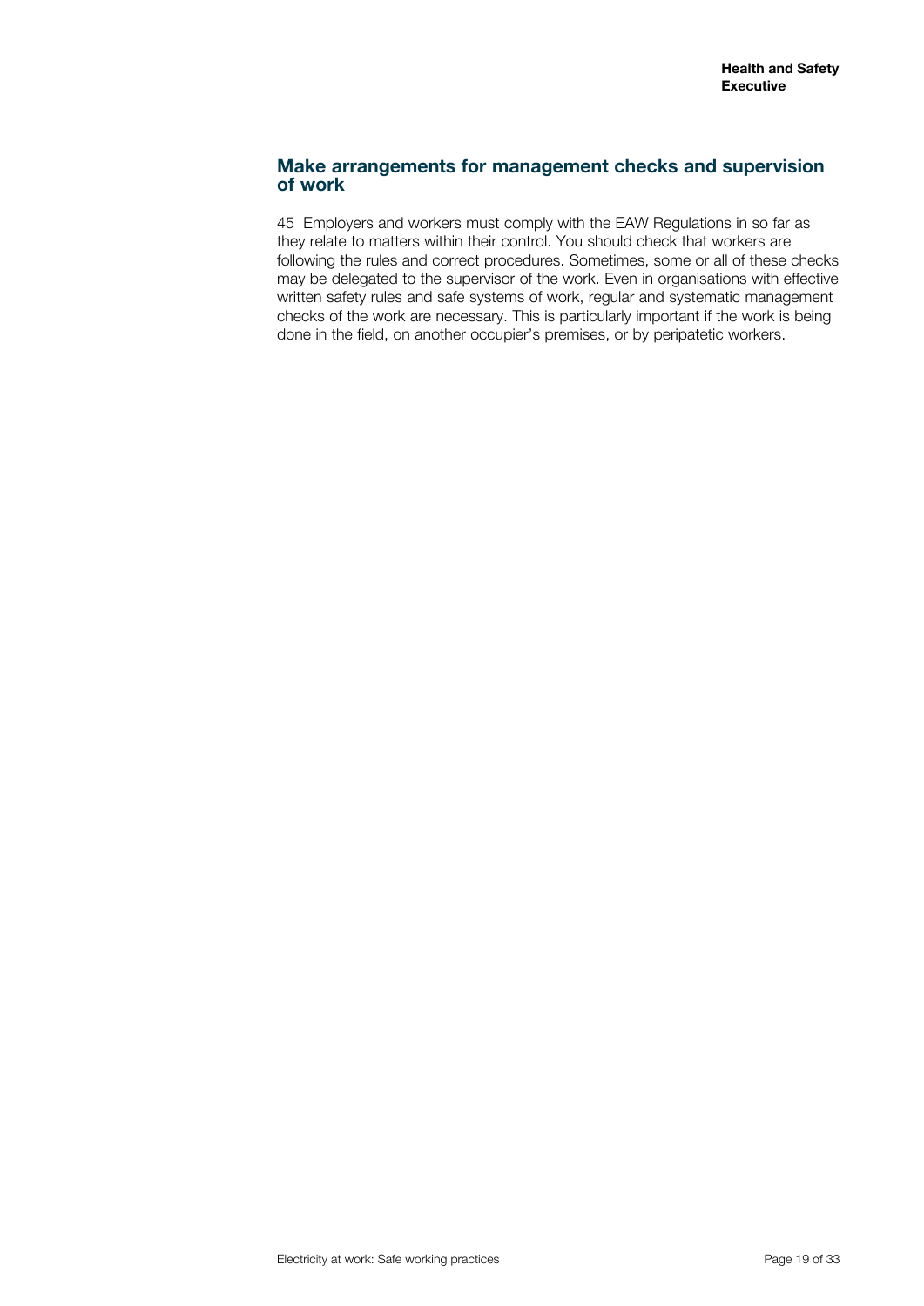## Make arrangements for management checks and supervision of work

45 Employers and workers must comply with the EAW Regulations in so far as they relate to matters within their control. You should check that workers are following the rules and correct procedures. Sometimes, some or all of these checks may be delegated to the supervisor of the work. Even in organisations with effective written safety rules and safe systems of work, regular and systematic management checks of the work are necessary. This is particularly important if the work is being done in the field, on another occupier's premises, or by peripatetic workers.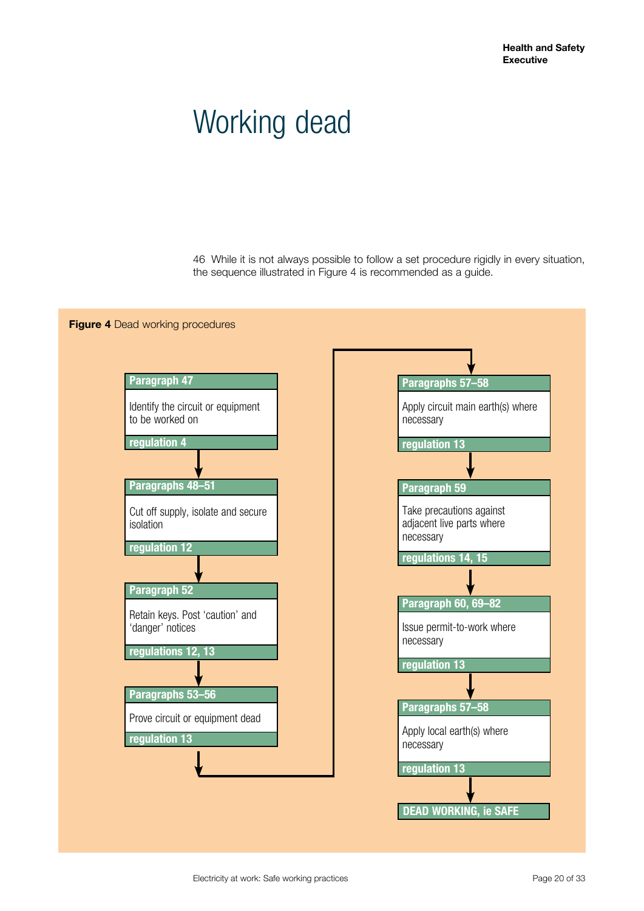# Working dead

46 While it is not always possible to follow a set procedure rigidly in every situation, the sequence illustrated in Figure 4 is recommended as a guide.

**Figure 4** Dead working procedures

1. **Paragraph 47** — Identify the circuit or equipment to be worked on — **regulation 4**
2. **Paragraphs 48–51** — Cut off supply, isolate and secure isolation — **regulation 12**
3. **Paragraph 52** — Retain keys. Post 'caution' and 'danger' notices — **regulations 12, 13**
4. **Paragraphs 53–56** — Prove circuit or equipment dead — **regulation 13**
5. **Paragraphs 57–58** — Apply circuit main earth(s) where necessary — **regulation 13**
6. **Paragraph 59** — Take precautions against adjacent live parts where necessary — **regulations 14, 15**
7. **Paragraph 60, 69–82** — Issue permit-to-work where necessary — **regulation 13**
8. **Paragraphs 57–58** — Apply local earth(s) where necessary — **regulation 13**
9. **DEAD WORKING, ie SAFE**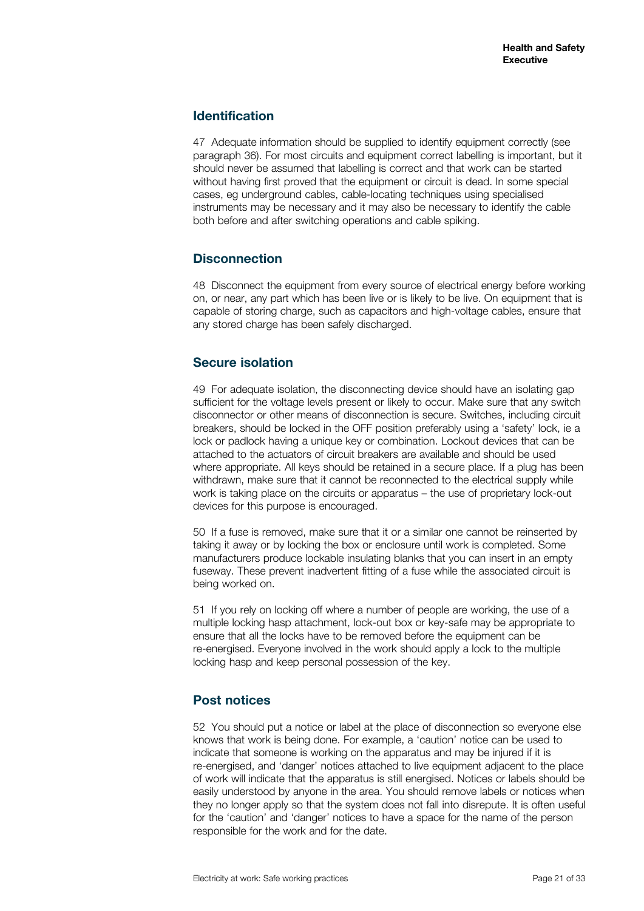## Identification

47 Adequate information should be supplied to identify equipment correctly (see paragraph 36). For most circuits and equipment correct labelling is important, but it should never be assumed that labelling is correct and that work can be started without having first proved that the equipment or circuit is dead. In some special cases, eg underground cables, cable-locating techniques using specialised instruments may be necessary and it may also be necessary to identify the cable both before and after switching operations and cable spiking.

## Disconnection

48 Disconnect the equipment from every source of electrical energy before working on, or near, any part which has been live or is likely to be live. On equipment that is capable of storing charge, such as capacitors and high-voltage cables, ensure that any stored charge has been safely discharged.

## Secure isolation

49 For adequate isolation, the disconnecting device should have an isolating gap sufficient for the voltage levels present or likely to occur. Make sure that any switch disconnector or other means of disconnection is secure. Switches, including circuit breakers, should be locked in the OFF position preferably using a 'safety' lock, ie a lock or padlock having a unique key or combination. Lockout devices that can be attached to the actuators of circuit breakers are available and should be used where appropriate. All keys should be retained in a secure place. If a plug has been withdrawn, make sure that it cannot be reconnected to the electrical supply while work is taking place on the circuits or apparatus – the use of proprietary lock-out devices for this purpose is encouraged.

50 If a fuse is removed, make sure that it or a similar one cannot be reinserted by taking it away or by locking the box or enclosure until work is completed. Some manufacturers produce lockable insulating blanks that you can insert in an empty fuseway. These prevent inadvertent fitting of a fuse while the associated circuit is being worked on.

51 If you rely on locking off where a number of people are working, the use of a multiple locking hasp attachment, lock-out box or key-safe may be appropriate to ensure that all the locks have to be removed before the equipment can be re-energised. Everyone involved in the work should apply a lock to the multiple locking hasp and keep personal possession of the key.

## Post notices

52 You should put a notice or label at the place of disconnection so everyone else knows that work is being done. For example, a 'caution' notice can be used to indicate that someone is working on the apparatus and may be injured if it is re-energised, and 'danger' notices attached to live equipment adjacent to the place of work will indicate that the apparatus is still energised. Notices or labels should be easily understood by anyone in the area. You should remove labels or notices when they no longer apply so that the system does not fall into disrepute. It is often useful for the 'caution' and 'danger' notices to have a space for the name of the person responsible for the work and for the date.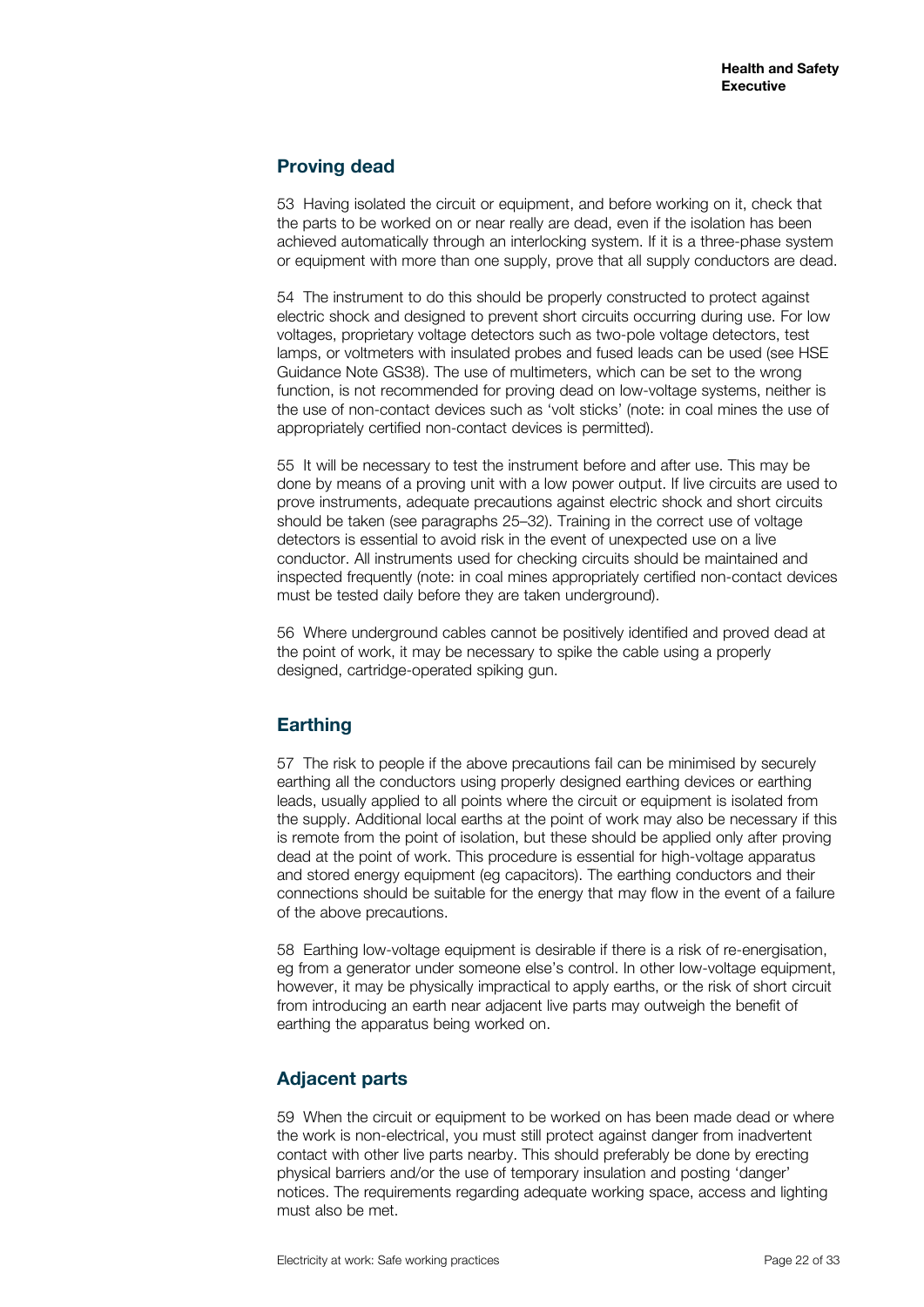## Proving dead

53 Having isolated the circuit or equipment, and before working on it, check that the parts to be worked on or near really are dead, even if the isolation has been achieved automatically through an interlocking system. If it is a three-phase system or equipment with more than one supply, prove that all supply conductors are dead.

54 The instrument to do this should be properly constructed to protect against electric shock and designed to prevent short circuits occurring during use. For low voltages, proprietary voltage detectors such as two-pole voltage detectors, test lamps, or voltmeters with insulated probes and fused leads can be used (see HSE Guidance Note GS38). The use of multimeters, which can be set to the wrong function, is not recommended for proving dead on low-voltage systems, neither is the use of non-contact devices such as 'volt sticks' (note: in coal mines the use of appropriately certified non-contact devices is permitted).

55 It will be necessary to test the instrument before and after use. This may be done by means of a proving unit with a low power output. If live circuits are used to prove instruments, adequate precautions against electric shock and short circuits should be taken (see paragraphs 25–32). Training in the correct use of voltage detectors is essential to avoid risk in the event of unexpected use on a live conductor. All instruments used for checking circuits should be maintained and inspected frequently (note: in coal mines appropriately certified non-contact devices must be tested daily before they are taken underground).

56 Where underground cables cannot be positively identified and proved dead at the point of work, it may be necessary to spike the cable using a properly designed, cartridge-operated spiking gun.

## Earthing

57 The risk to people if the above precautions fail can be minimised by securely earthing all the conductors using properly designed earthing devices or earthing leads, usually applied to all points where the circuit or equipment is isolated from the supply. Additional local earths at the point of work may also be necessary if this is remote from the point of isolation, but these should be applied only after proving dead at the point of work. This procedure is essential for high-voltage apparatus and stored energy equipment (eg capacitors). The earthing conductors and their connections should be suitable for the energy that may flow in the event of a failure of the above precautions.

58 Earthing low-voltage equipment is desirable if there is a risk of re-energisation, eg from a generator under someone else's control. In other low-voltage equipment, however, it may be physically impractical to apply earths, or the risk of short circuit from introducing an earth near adjacent live parts may outweigh the benefit of earthing the apparatus being worked on.

## Adjacent parts

59 When the circuit or equipment to be worked on has been made dead or where the work is non-electrical, you must still protect against danger from inadvertent contact with other live parts nearby. This should preferably be done by erecting physical barriers and/or the use of temporary insulation and posting 'danger' notices. The requirements regarding adequate working space, access and lighting must also be met.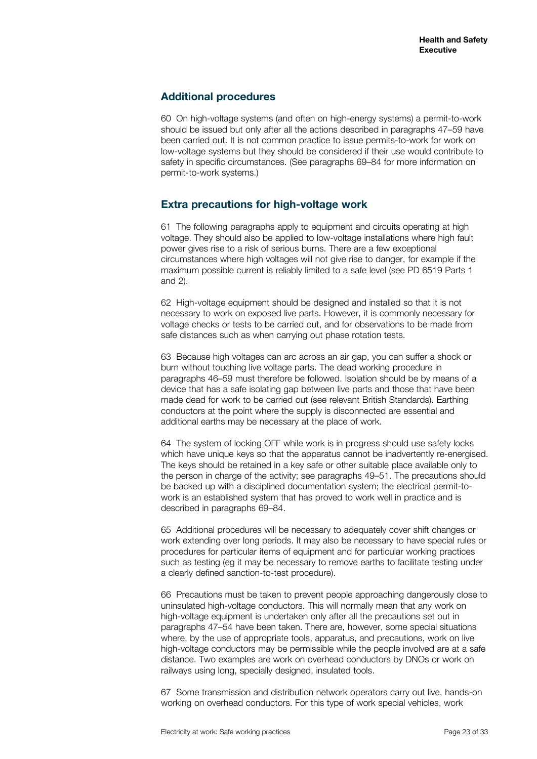## Additional procedures

60 On high-voltage systems (and often on high-energy systems) a permit-to-work should be issued but only after all the actions described in paragraphs 47–59 have been carried out. It is not common practice to issue permits-to-work for work on low-voltage systems but they should be considered if their use would contribute to safety in specific circumstances. (See paragraphs 69–84 for more information on permit-to-work systems.)

## Extra precautions for high-voltage work

61 The following paragraphs apply to equipment and circuits operating at high voltage. They should also be applied to low-voltage installations where high fault power gives rise to a risk of serious burns. There are a few exceptional circumstances where high voltages will not give rise to danger, for example if the maximum possible current is reliably limited to a safe level (see PD 6519 Parts 1 and 2).

62 High-voltage equipment should be designed and installed so that it is not necessary to work on exposed live parts. However, it is commonly necessary for voltage checks or tests to be carried out, and for observations to be made from safe distances such as when carrying out phase rotation tests.

63 Because high voltages can arc across an air gap, you can suffer a shock or burn without touching live voltage parts. The dead working procedure in paragraphs 46–59 must therefore be followed. Isolation should be by means of a device that has a safe isolating gap between live parts and those that have been made dead for work to be carried out (see relevant British Standards). Earthing conductors at the point where the supply is disconnected are essential and additional earths may be necessary at the place of work.

64 The system of locking OFF while work is in progress should use safety locks which have unique keys so that the apparatus cannot be inadvertently re-energised. The keys should be retained in a key safe or other suitable place available only to the person in charge of the activity; see paragraphs 49–51. The precautions should be backed up with a disciplined documentation system; the electrical permit-to-work is an established system that has proved to work well in practice and is described in paragraphs 69–84.

65 Additional procedures will be necessary to adequately cover shift changes or work extending over long periods. It may also be necessary to have special rules or procedures for particular items of equipment and for particular working practices such as testing (eg it may be necessary to remove earths to facilitate testing under a clearly defined sanction-to-test procedure).

66 Precautions must be taken to prevent people approaching dangerously close to uninsulated high-voltage conductors. This will normally mean that any work on high-voltage equipment is undertaken only after all the precautions set out in paragraphs 47–54 have been taken. There are, however, some special situations where, by the use of appropriate tools, apparatus, and precautions, work on live high-voltage conductors may be permissible while the people involved are at a safe distance. Two examples are work on overhead conductors by DNOs or work on railways using long, specially designed, insulated tools.

67 Some transmission and distribution network operators carry out live, hands-on working on overhead conductors. For this type of work special vehicles, work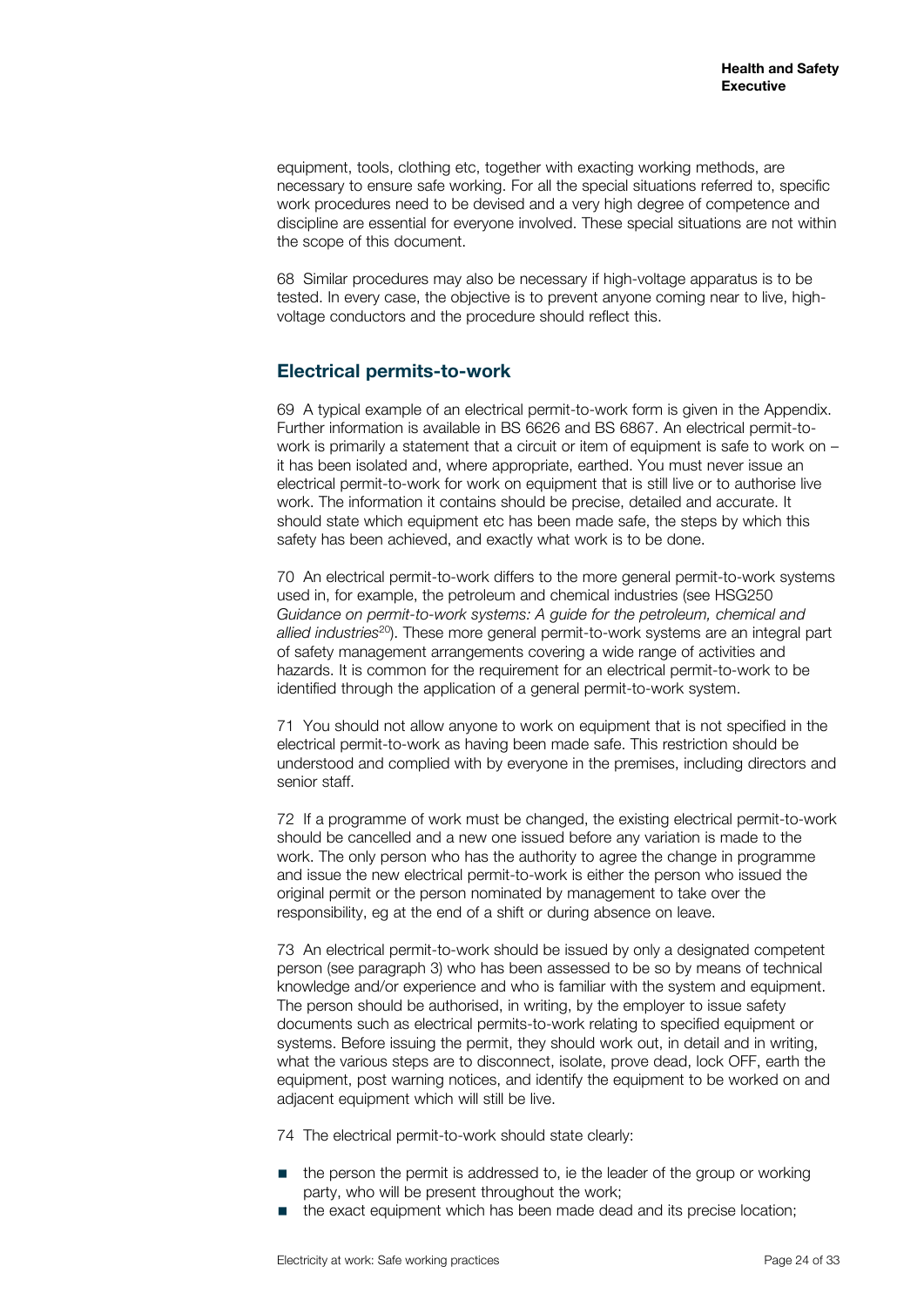equipment, tools, clothing etc, together with exacting working methods, are necessary to ensure safe working. For all the special situations referred to, specific work procedures need to be devised and a very high degree of competence and discipline are essential for everyone involved. These special situations are not within the scope of this document.

68 Similar procedures may also be necessary if high-voltage apparatus is to be tested. In every case, the objective is to prevent anyone coming near to live, high-voltage conductors and the procedure should reflect this.

## Electrical permits-to-work

69 A typical example of an electrical permit-to-work form is given in the Appendix. Further information is available in BS 6626 and BS 6867. An electrical permit-to-work is primarily a statement that a circuit or item of equipment is safe to work on – it has been isolated and, where appropriate, earthed. You must never issue an electrical permit-to-work for work on equipment that is still live or to authorise live work. The information it contains should be precise, detailed and accurate. It should state which equipment etc has been made safe, the steps by which this safety has been achieved, and exactly what work is to be done.

70 An electrical permit-to-work differs to the more general permit-to-work systems used in, for example, the petroleum and chemical industries (see HSG250 *Guidance on permit-to-work systems: A guide for the petroleum, chemical and allied industries*[20]). These more general permit-to-work systems are an integral part of safety management arrangements covering a wide range of activities and hazards. It is common for the requirement for an electrical permit-to-work to be identified through the application of a general permit-to-work system.

71 You should not allow anyone to work on equipment that is not specified in the electrical permit-to-work as having been made safe. This restriction should be understood and complied with by everyone in the premises, including directors and senior staff.

72 If a programme of work must be changed, the existing electrical permit-to-work should be cancelled and a new one issued before any variation is made to the work. The only person who has the authority to agree the change in programme and issue the new electrical permit-to-work is either the person who issued the original permit or the person nominated by management to take over the responsibility, eg at the end of a shift or during absence on leave.

73 An electrical permit-to-work should be issued by only a designated competent person (see paragraph 3) who has been assessed to be so by means of technical knowledge and/or experience and who is familiar with the system and equipment. The person should be authorised, in writing, by the employer to issue safety documents such as electrical permits-to-work relating to specified equipment or systems. Before issuing the permit, they should work out, in detail and in writing, what the various steps are to disconnect, isolate, prove dead, lock OFF, earth the equipment, post warning notices, and identify the equipment to be worked on and adjacent equipment which will still be live.

74 The electrical permit-to-work should state clearly:

- the person the permit is addressed to, ie the leader of the group or working party, who will be present throughout the work;
- the exact equipment which has been made dead and its precise location;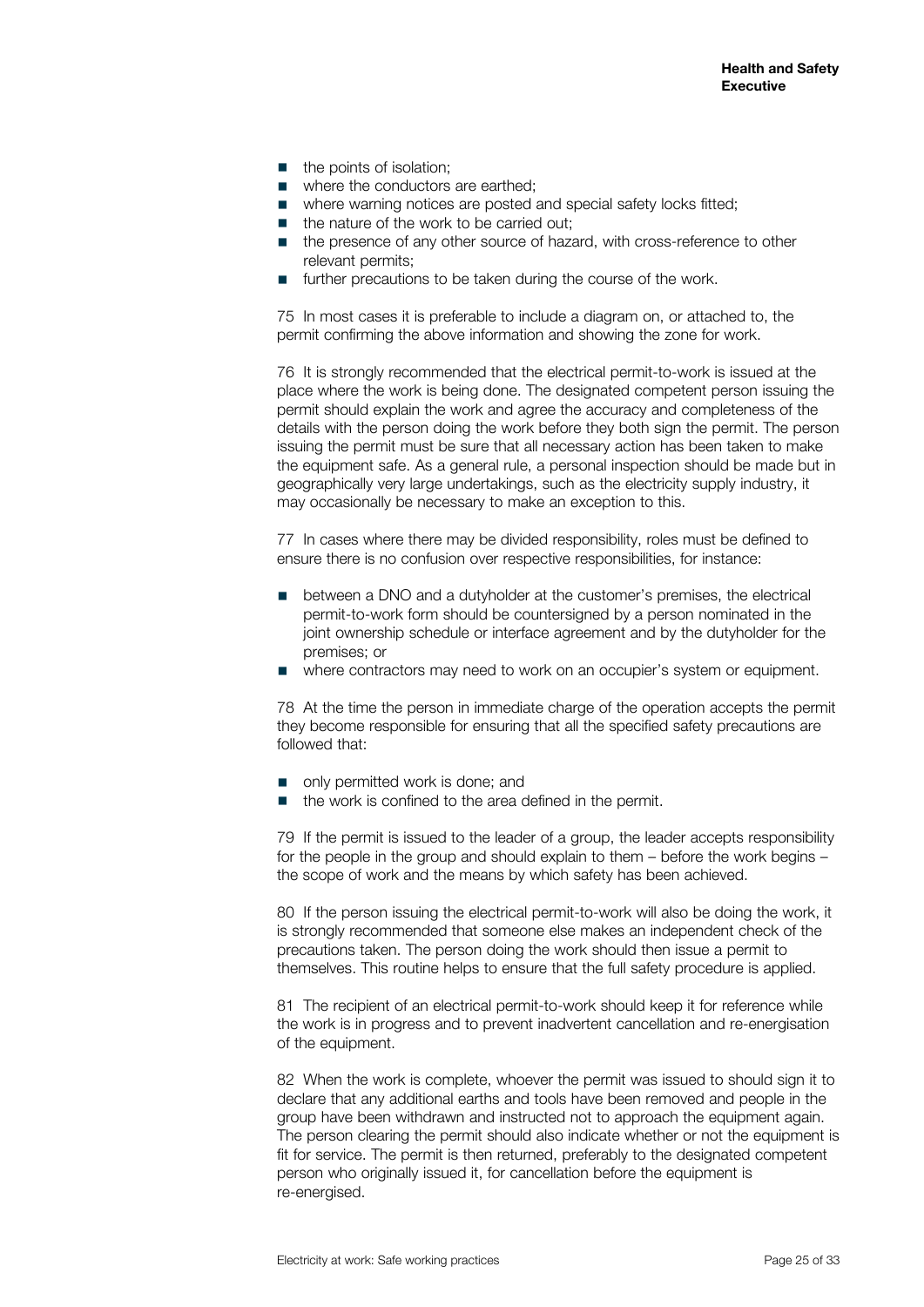- the points of isolation;
- where the conductors are earthed;
- where warning notices are posted and special safety locks fitted;
- the nature of the work to be carried out;
- the presence of any other source of hazard, with cross-reference to other relevant permits;
- further precautions to be taken during the course of the work.

75 In most cases it is preferable to include a diagram on, or attached to, the permit confirming the above information and showing the zone for work.

76 It is strongly recommended that the electrical permit-to-work is issued at the place where the work is being done. The designated competent person issuing the permit should explain the work and agree the accuracy and completeness of the details with the person doing the work before they both sign the permit. The person issuing the permit must be sure that all necessary action has been taken to make the equipment safe. As a general rule, a personal inspection should be made but in geographically very large undertakings, such as the electricity supply industry, it may occasionally be necessary to make an exception to this.

77 In cases where there may be divided responsibility, roles must be defined to ensure there is no confusion over respective responsibilities, for instance:

- between a DNO and a dutyholder at the customer's premises, the electrical permit-to-work form should be countersigned by a person nominated in the joint ownership schedule or interface agreement and by the dutyholder for the premises; or
- where contractors may need to work on an occupier's system or equipment.

78 At the time the person in immediate charge of the operation accepts the permit they become responsible for ensuring that all the specified safety precautions are followed that:

- only permitted work is done; and
- the work is confined to the area defined in the permit.

79 If the permit is issued to the leader of a group, the leader accepts responsibility for the people in the group and should explain to them – before the work begins – the scope of work and the means by which safety has been achieved.

80 If the person issuing the electrical permit-to-work will also be doing the work, it is strongly recommended that someone else makes an independent check of the precautions taken. The person doing the work should then issue a permit to themselves. This routine helps to ensure that the full safety procedure is applied.

81 The recipient of an electrical permit-to-work should keep it for reference while the work is in progress and to prevent inadvertent cancellation and re-energisation of the equipment.

82 When the work is complete, whoever the permit was issued to should sign it to declare that any additional earths and tools have been removed and people in the group have been withdrawn and instructed not to approach the equipment again. The person clearing the permit should also indicate whether or not the equipment is fit for service. The permit is then returned, preferably to the designated competent person who originally issued it, for cancellation before the equipment is re-energised.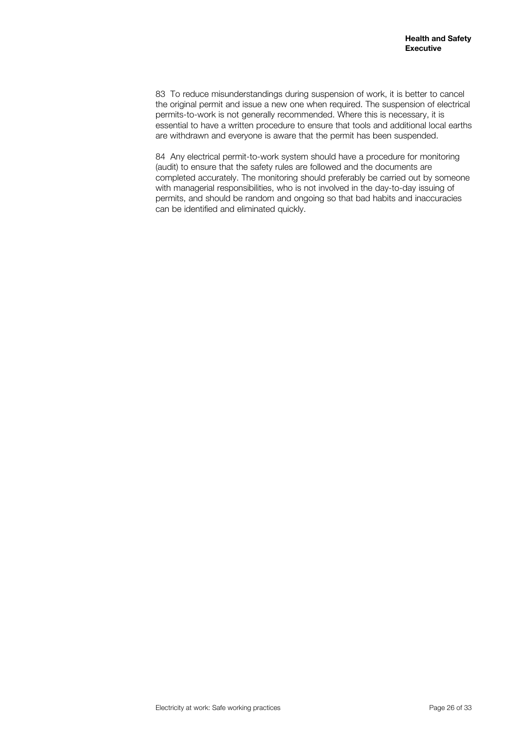83 To reduce misunderstandings during suspension of work, it is better to cancel the original permit and issue a new one when required. The suspension of electrical permits-to-work is not generally recommended. Where this is necessary, it is essential to have a written procedure to ensure that tools and additional local earths are withdrawn and everyone is aware that the permit has been suspended.

84 Any electrical permit-to-work system should have a procedure for monitoring (audit) to ensure that the safety rules are followed and the documents are completed accurately. The monitoring should preferably be carried out by someone with managerial responsibilities, who is not involved in the day-to-day issuing of permits, and should be random and ongoing so that bad habits and inaccuracies can be identified and eliminated quickly.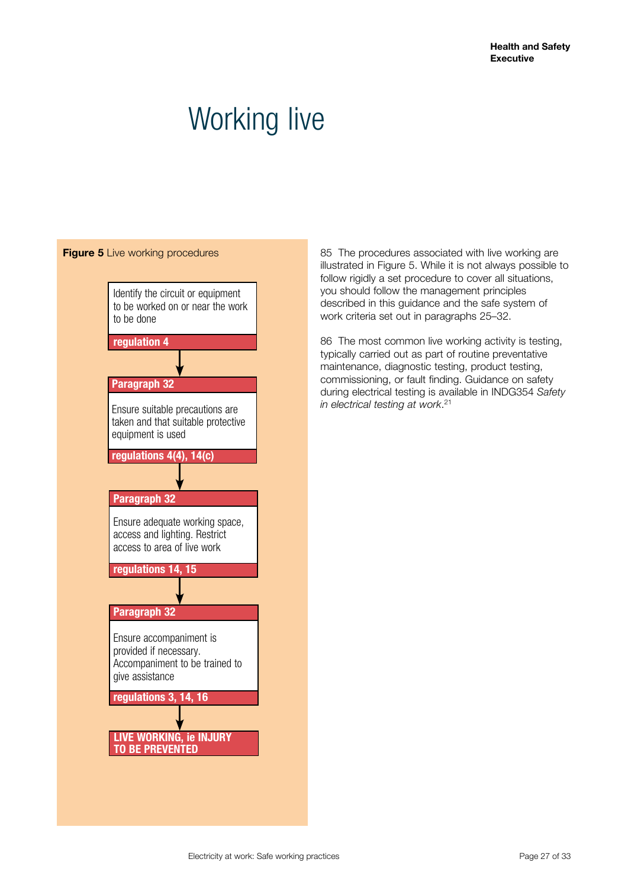# Working live

**Figure 5** Live working procedures

Identify the circuit or equipment to be worked on or near the work to be done
**regulation 4**

↓

**Paragraph 32**
Ensure suitable precautions are taken and that suitable protective equipment is used
**regulations 4(4), 14(c)**

↓

**Paragraph 32**
Ensure adequate working space, access and lighting. Restrict access to area of live work
**regulations 14, 15**

↓

**Paragraph 32**
Ensure accompaniment is provided if necessary. Accompaniment to be trained to give assistance
**regulations 3, 14, 16**

↓

**LIVE WORKING, ie INJURY TO BE PREVENTED**

85 The procedures associated with live working are illustrated in Figure 5. While it is not always possible to follow rigidly a set procedure to cover all situations, you should follow the management principles described in this guidance and the safe system of work criteria set out in paragraphs 25–32.

86 The most common live working activity is testing, typically carried out as part of routine preventative maintenance, diagnostic testing, product testing, commissioning, or fault finding. Guidance on safety during electrical testing is available in INDG354 *Safety in electrical testing at work*.[21]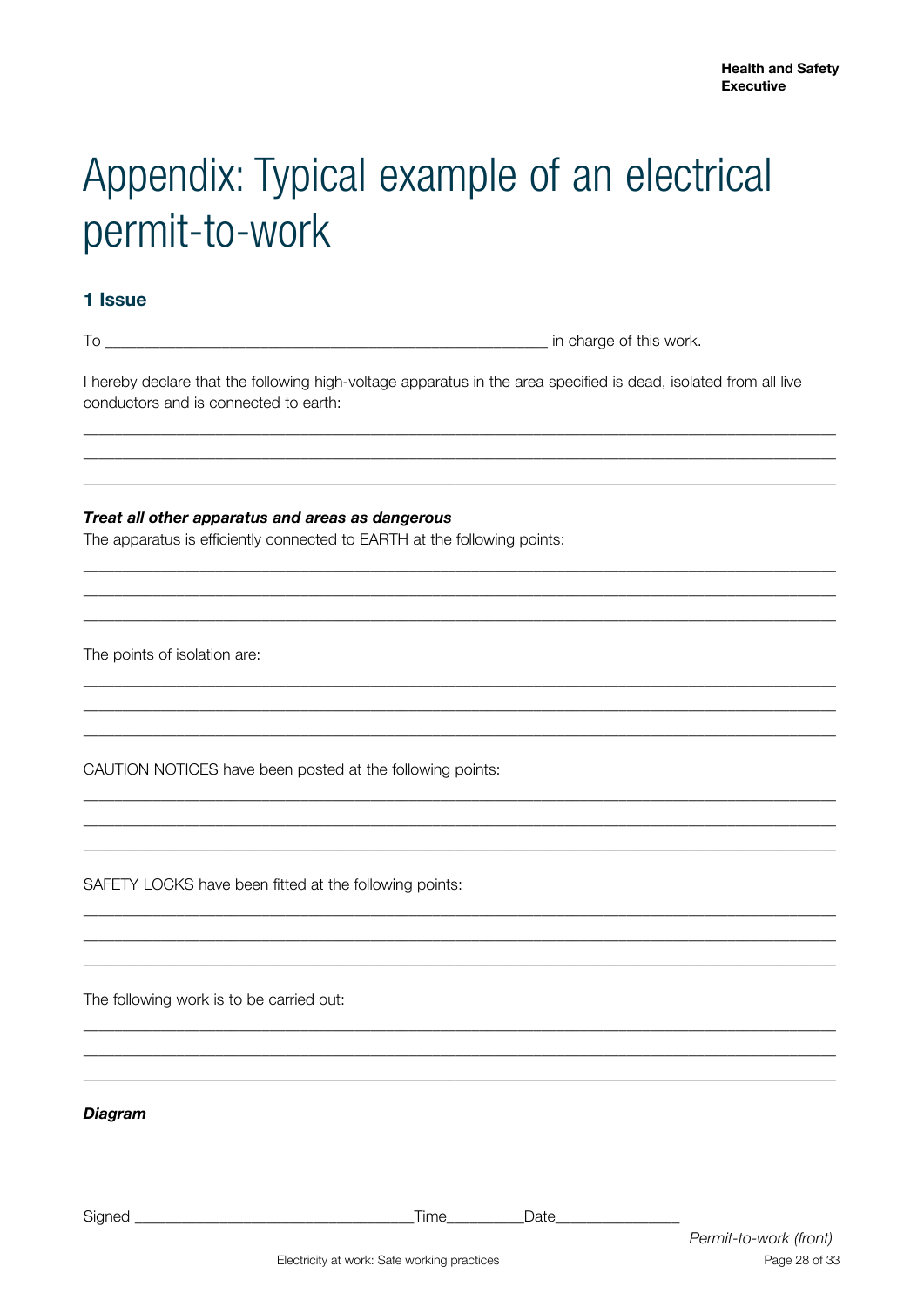# Appendix: Typical example of an electrical permit-to-work

## 1 Issue

To ______________________________________________________ in charge of this work.

I hereby declare that the following high-voltage apparatus in the area specified is dead, isolated from all live conductors and is connected to earth:

______________________________________________________________________________________________

______________________________________________________________________________________________

______________________________________________________________________________________________

***Treat all other apparatus and areas as dangerous***

The apparatus is efficiently connected to EARTH at the following points:

______________________________________________________________________________________________

______________________________________________________________________________________________

______________________________________________________________________________________________

The points of isolation are:

______________________________________________________________________________________________

______________________________________________________________________________________________

______________________________________________________________________________________________

CAUTION NOTICES have been posted at the following points:

______________________________________________________________________________________________

______________________________________________________________________________________________

______________________________________________________________________________________________

SAFETY LOCKS have been fitted at the following points:

______________________________________________________________________________________________

______________________________________________________________________________________________

______________________________________________________________________________________________

The following work is to be carried out:

______________________________________________________________________________________________

______________________________________________________________________________________________

______________________________________________________________________________________________

***Diagram***

Signed ___________________________________Time_________Date_______________

*Permit-to-work (front)*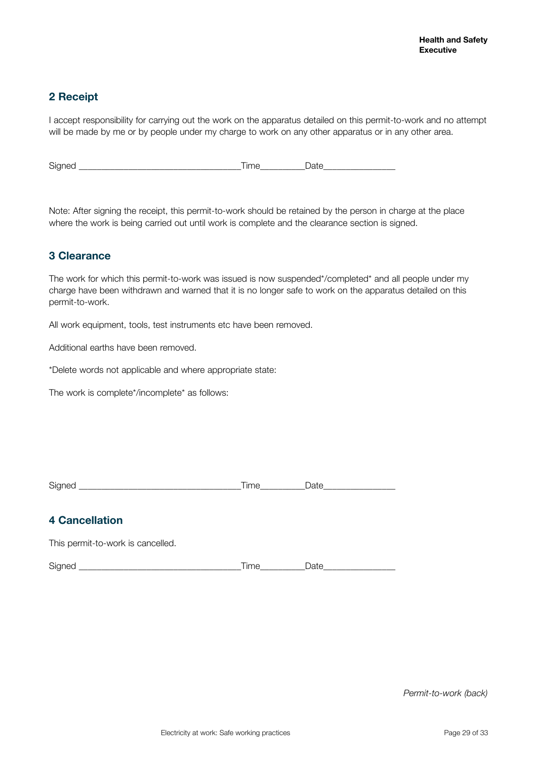## 2 Receipt

I accept responsibility for carrying out the work on the apparatus detailed on this permit-to-work and no attempt will be made by me or by people under my charge to work on any other apparatus or in any other area.

Signed ________________________________Time_________Date_______________

Note: After signing the receipt, this permit-to-work should be retained by the person in charge at the place where the work is being carried out until work is complete and the clearance section is signed.

## 3 Clearance

The work for which this permit-to-work was issued is now suspended*/completed* and all people under my charge have been withdrawn and warned that it is no longer safe to work on the apparatus detailed on this permit-to-work.

All work equipment, tools, test instruments etc have been removed.

Additional earths have been removed.

*Delete words not applicable and where appropriate state:

The work is complete*/incomplete* as follows:

Signed ________________________________Time_________Date_______________

## 4 Cancellation

This permit-to-work is cancelled.

Signed ________________________________Time_________Date_______________

*Permit-to-work (back)*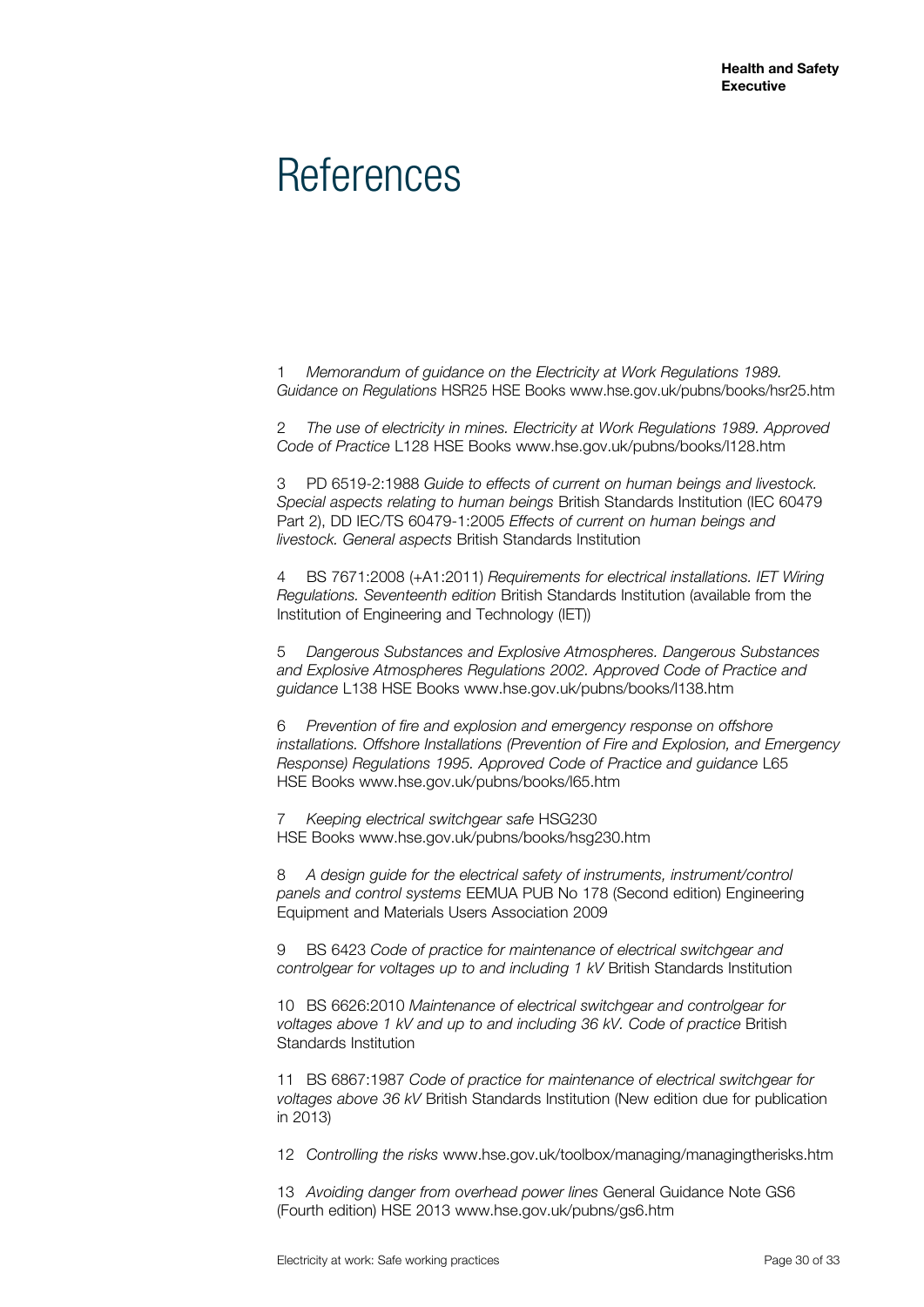# References

1 *Memorandum of guidance on the Electricity at Work Regulations 1989. Guidance on Regulations* HSR25 HSE Books www.hse.gov.uk/pubns/books/hsr25.htm

2 *The use of electricity in mines. Electricity at Work Regulations 1989. Approved Code of Practice* L128 HSE Books www.hse.gov.uk/pubns/books/l128.htm

3 PD 6519-2:1988 *Guide to effects of current on human beings and livestock. Special aspects relating to human beings* British Standards Institution (IEC 60479 Part 2), DD IEC/TS 60479-1:2005 *Effects of current on human beings and livestock. General aspects* British Standards Institution

4 BS 7671:2008 (+A1:2011) *Requirements for electrical installations. IET Wiring Regulations. Seventeenth edition* British Standards Institution (available from the Institution of Engineering and Technology (IET))

5 *Dangerous Substances and Explosive Atmospheres. Dangerous Substances and Explosive Atmospheres Regulations 2002. Approved Code of Practice and guidance* L138 HSE Books www.hse.gov.uk/pubns/books/l138.htm

6 *Prevention of fire and explosion and emergency response on offshore installations. Offshore Installations (Prevention of Fire and Explosion, and Emergency Response) Regulations 1995. Approved Code of Practice and guidance* L65 HSE Books www.hse.gov.uk/pubns/books/l65.htm

7 *Keeping electrical switchgear safe* HSG230 HSE Books www.hse.gov.uk/pubns/books/hsg230.htm

8 *A design guide for the electrical safety of instruments, instrument/control panels and control systems* EEMUA PUB No 178 (Second edition) Engineering Equipment and Materials Users Association 2009

9 BS 6423 *Code of practice for maintenance of electrical switchgear and controlgear for voltages up to and including 1 kV* British Standards Institution

10 BS 6626:2010 *Maintenance of electrical switchgear and controlgear for voltages above 1 kV and up to and including 36 kV. Code of practice* British Standards Institution

11 BS 6867:1987 *Code of practice for maintenance of electrical switchgear for voltages above 36 kV* British Standards Institution (New edition due for publication in 2013)

12 *Controlling the risks* www.hse.gov.uk/toolbox/managing/managingtherisks.htm

13 *Avoiding danger from overhead power lines* General Guidance Note GS6 (Fourth edition) HSE 2013 www.hse.gov.uk/pubns/gs6.htm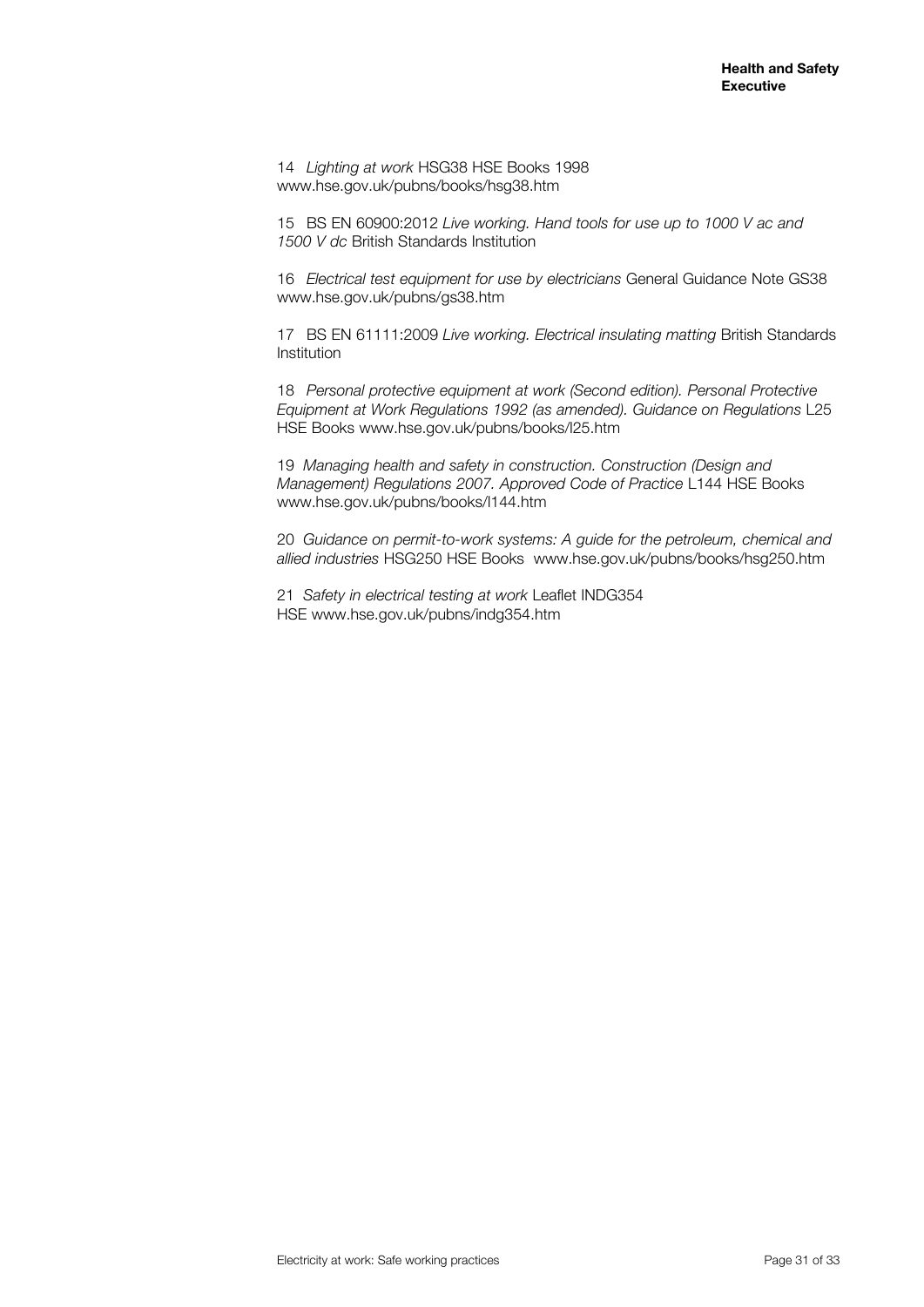14 *Lighting at work* HSG38 HSE Books 1998
www.hse.gov.uk/pubns/books/hsg38.htm

15 BS EN 60900:2012 *Live working. Hand tools for use up to 1000 V ac and 1500 V dc* British Standards Institution

16 *Electrical test equipment for use by electricians* General Guidance Note GS38
www.hse.gov.uk/pubns/gs38.htm

17 BS EN 61111:2009 *Live working. Electrical insulating matting* British Standards Institution

18 *Personal protective equipment at work (Second edition). Personal Protective Equipment at Work Regulations 1992 (as amended). Guidance on Regulations* L25 HSE Books www.hse.gov.uk/pubns/books/l25.htm

19 *Managing health and safety in construction. Construction (Design and Management) Regulations 2007. Approved Code of Practice* L144 HSE Books
www.hse.gov.uk/pubns/books/l144.htm

20 *Guidance on permit-to-work systems: A guide for the petroleum, chemical and allied industries* HSG250 HSE Books www.hse.gov.uk/pubns/books/hsg250.htm

21 *Safety in electrical testing at work* Leaflet INDG354
HSE www.hse.gov.uk/pubns/indg354.htm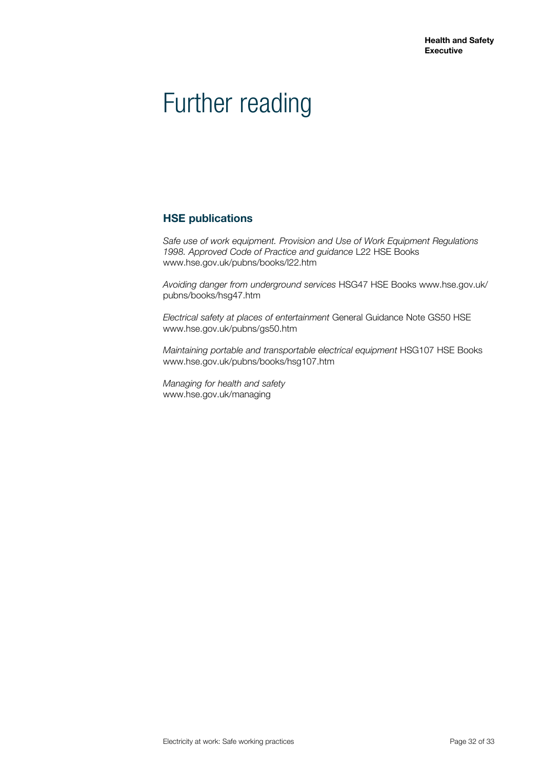# Further reading

## HSE publications

*Safe use of work equipment. Provision and Use of Work Equipment Regulations 1998. Approved Code of Practice and guidance* L22 HSE Books www.hse.gov.uk/pubns/books/l22.htm

*Avoiding danger from underground services* HSG47 HSE Books www.hse.gov.uk/pubns/books/hsg47.htm

*Electrical safety at places of entertainment* General Guidance Note GS50 HSE www.hse.gov.uk/pubns/gs50.htm

*Maintaining portable and transportable electrical equipment* HSG107 HSE Books www.hse.gov.uk/pubns/books/hsg107.htm

*Managing for health and safety*
www.hse.gov.uk/managing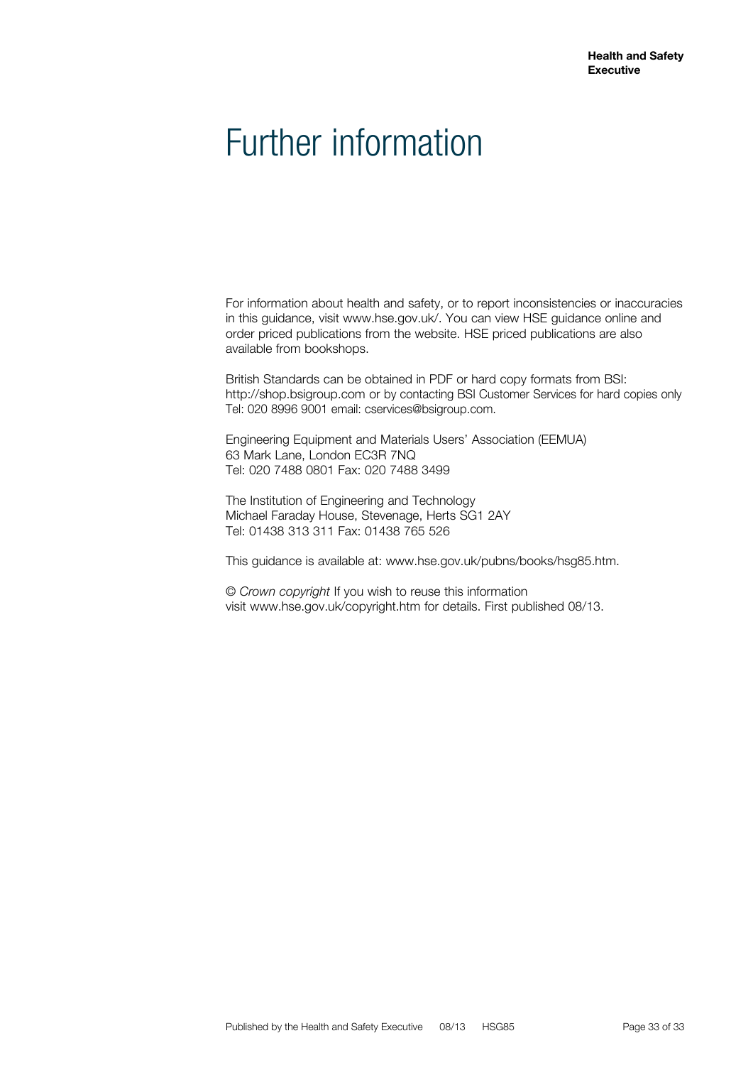# Further information

For information about health and safety, or to report inconsistencies or inaccuracies in this guidance, visit www.hse.gov.uk/. You can view HSE guidance online and order priced publications from the website. HSE priced publications are also available from bookshops.

British Standards can be obtained in PDF or hard copy formats from BSI: http://shop.bsigroup.com or by contacting BSI Customer Services for hard copies only Tel: 020 8996 9001 email: cservices@bsigroup.com.

Engineering Equipment and Materials Users' Association (EEMUA)
63 Mark Lane, London EC3R 7NQ
Tel: 020 7488 0801 Fax: 020 7488 3499

The Institution of Engineering and Technology
Michael Faraday House, Stevenage, Herts SG1 2AY
Tel: 01438 313 311 Fax: 01438 765 526

This guidance is available at: www.hse.gov.uk/pubns/books/hsg85.htm.

© *Crown copyright* If you wish to reuse this information visit www.hse.gov.uk/copyright.htm for details. First published 08/13.